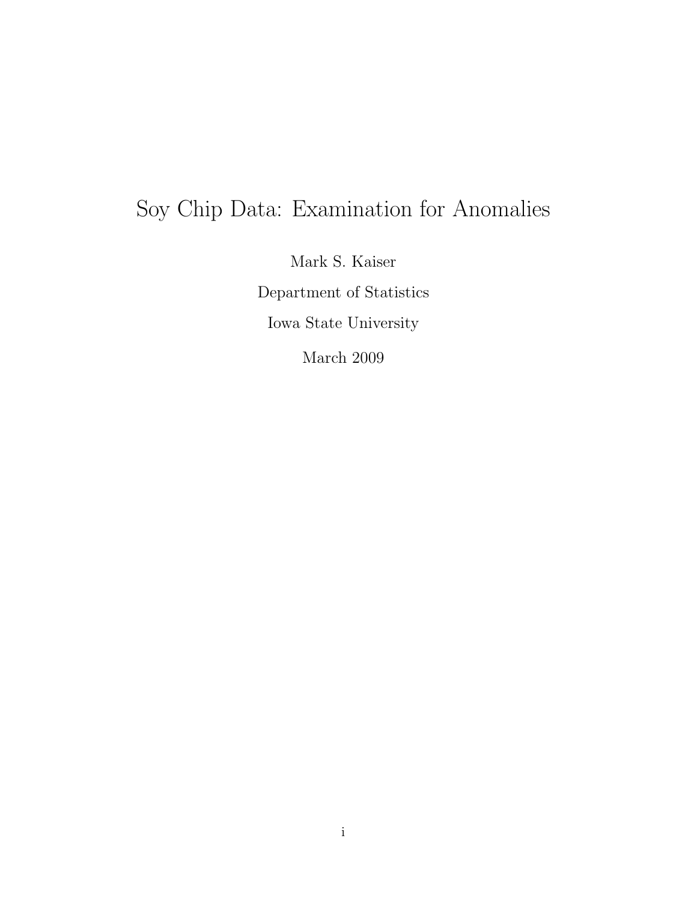# Soy Chip Data: Examination for Anomalies

Mark S. Kaiser

Department of Statistics

Iowa State University

March 2009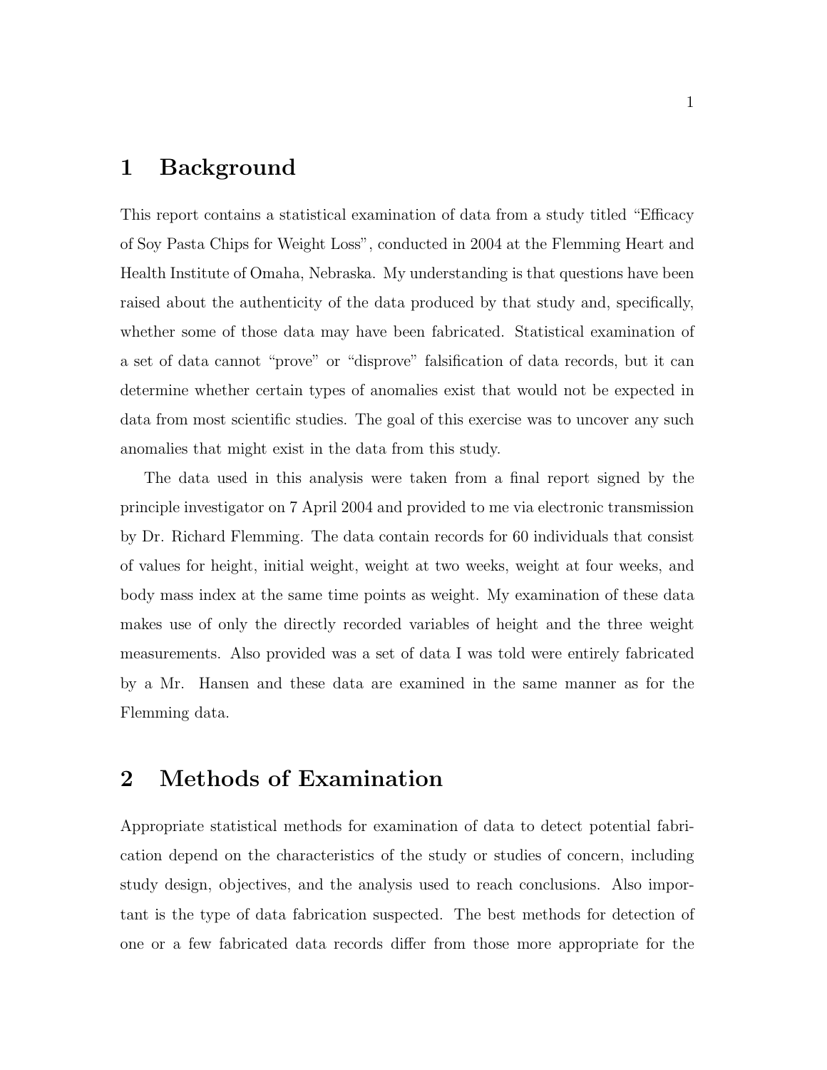## 1 Background

This report contains a statistical examination of data from a study titled "Efficacy of Soy Pasta Chips for Weight Loss", conducted in 2004 at the Flemming Heart and Health Institute of Omaha, Nebraska. My understanding is that questions have been raised about the authenticity of the data produced by that study and, specifically, whether some of those data may have been fabricated. Statistical examination of a set of data cannot "prove" or "disprove" falsification of data records, but it can determine whether certain types of anomalies exist that would not be expected in data from most scientific studies. The goal of this exercise was to uncover any such anomalies that might exist in the data from this study.

The data used in this analysis were taken from a final report signed by the principle investigator on 7 April 2004 and provided to me via electronic transmission by Dr. Richard Flemming. The data contain records for 60 individuals that consist of values for height, initial weight, weight at two weeks, weight at four weeks, and body mass index at the same time points as weight. My examination of these data makes use of only the directly recorded variables of height and the three weight measurements. Also provided was a set of data I was told were entirely fabricated by a Mr. Hansen and these data are examined in the same manner as for the Flemming data.

## 2 Methods of Examination

Appropriate statistical methods for examination of data to detect potential fabrication depend on the characteristics of the study or studies of concern, including study design, objectives, and the analysis used to reach conclusions. Also important is the type of data fabrication suspected. The best methods for detection of one or a few fabricated data records differ from those more appropriate for the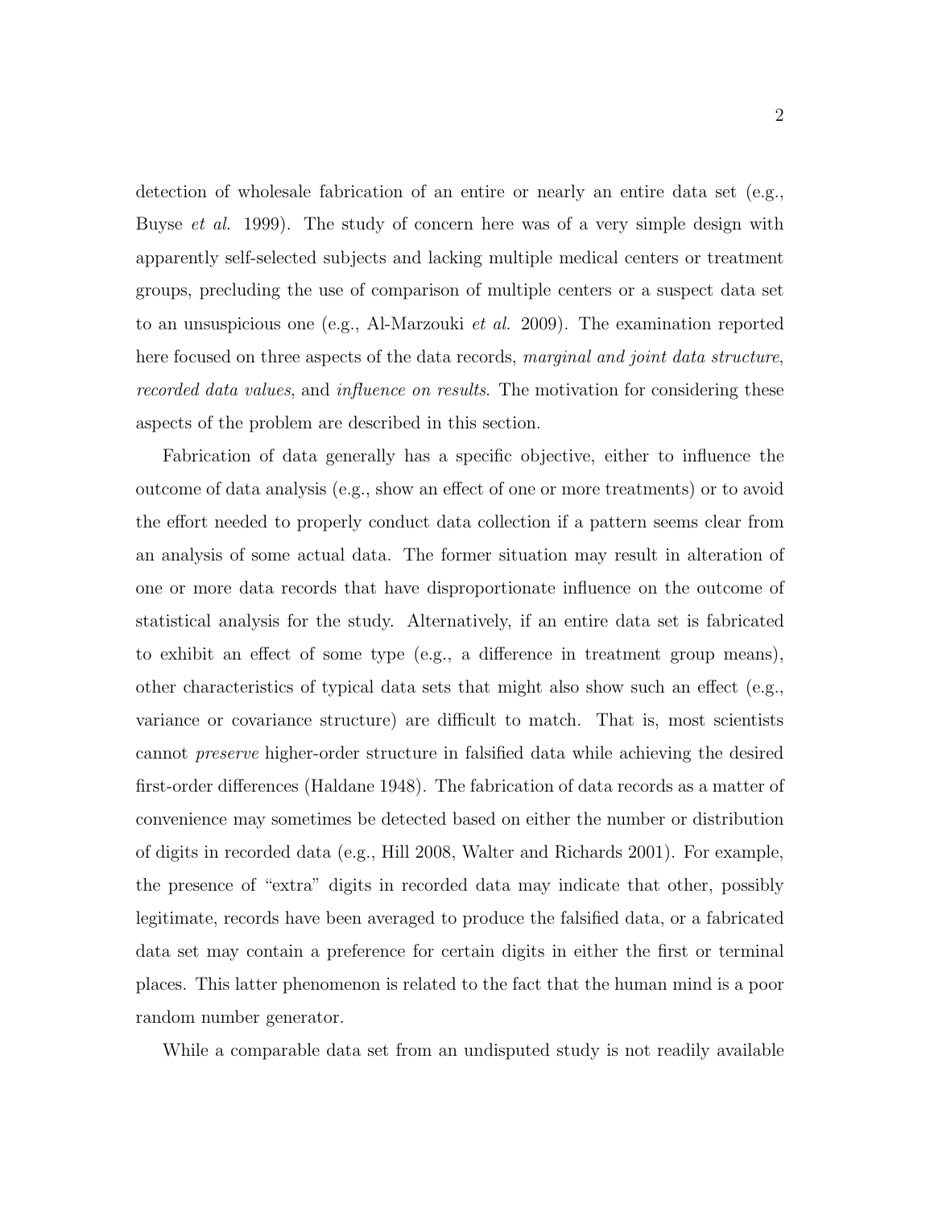detection of wholesale fabrication of an entire or nearly an entire data set (e.g., Buyse *et al.* 1999). The study of concern here was of a very simple design with apparently self-selected subjects and lacking multiple medical centers or treatment groups, precluding the use of comparison of multiple centers or a suspect data set to an unsuspicious one (e.g., Al-Marzouki *et al.* 2009). The examination reported here focused on three aspects of the data records, *marginal and joint data structure*, *recorded data values*, and *influence on results*. The motivation for considering these aspects of the problem are described in this section.

Fabrication of data generally has a specific objective, either to influence the outcome of data analysis (e.g., show an effect of one or more treatments) or to avoid the effort needed to properly conduct data collection if a pattern seems clear from an analysis of some actual data. The former situation may result in alteration of one or more data records that have disproportionate influence on the outcome of statistical analysis for the study. Alternatively, if an entire data set is fabricated to exhibit an effect of some type (e.g., a difference in treatment group means), other characteristics of typical data sets that might also show such an effect (e.g., variance or covariance structure) are difficult to match. That is, most scientists cannot *preserve* higher-order structure in falsified data while achieving the desired first-order differences (Haldane 1948). The fabrication of data records as a matter of convenience may sometimes be detected based on either the number or distribution of digits in recorded data (e.g., Hill 2008, Walter and Richards 2001). For example, the presence of "extra" digits in recorded data may indicate that other, possibly legitimate, records have been averaged to produce the falsified data, or a fabricated data set may contain a preference for certain digits in either the first or terminal places. This latter phenomenon is related to the fact that the human mind is a poor random number generator.

While a comparable data set from an undisputed study is not readily available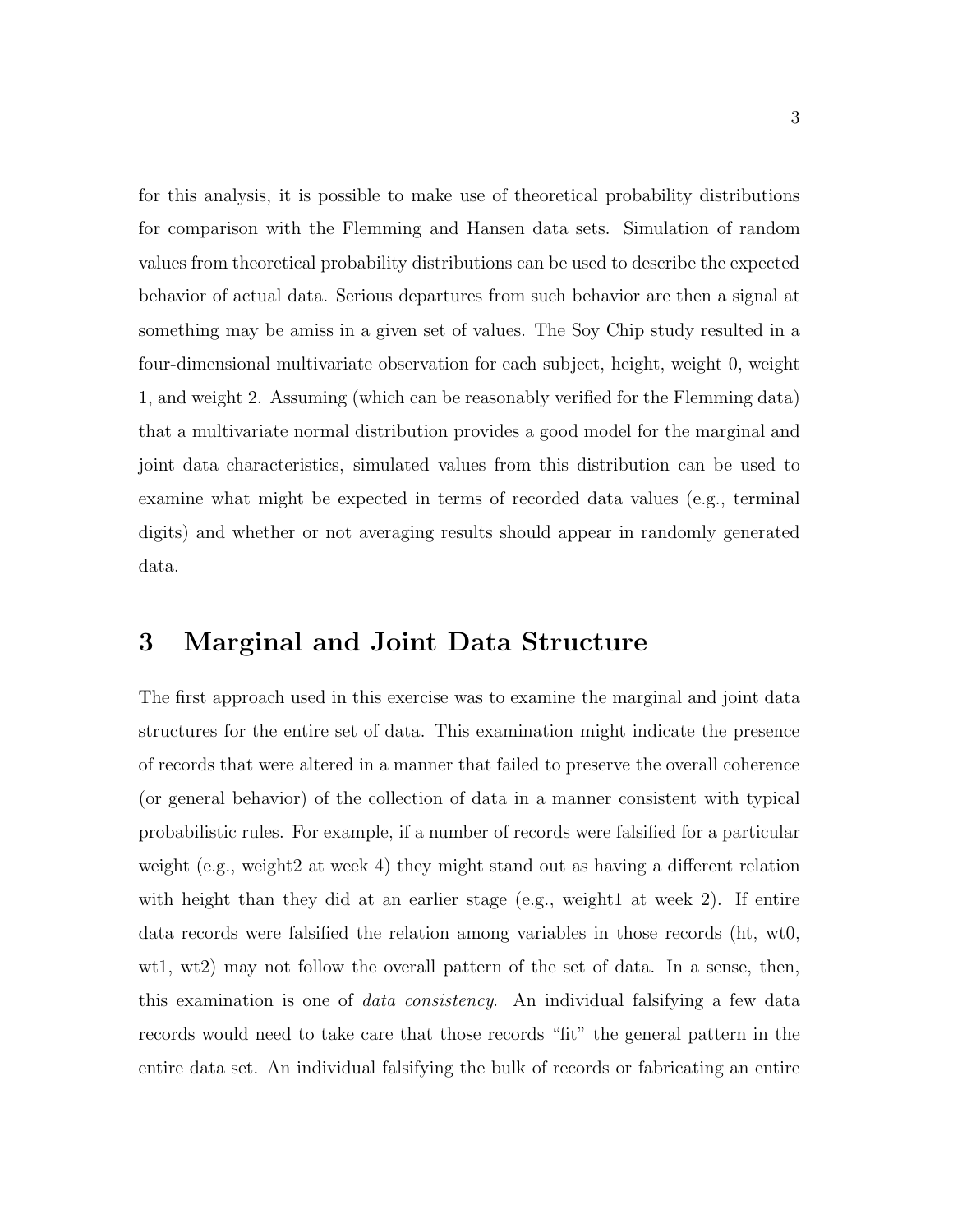for this analysis, it is possible to make use of theoretical probability distributions for comparison with the Flemming and Hansen data sets. Simulation of random values from theoretical probability distributions can be used to describe the expected behavior of actual data. Serious departures from such behavior are then a signal at something may be amiss in a given set of values. The Soy Chip study resulted in a four-dimensional multivariate observation for each subject, height, weight 0, weight 1, and weight 2. Assuming (which can be reasonably verified for the Flemming data) that a multivariate normal distribution provides a good model for the marginal and joint data characteristics, simulated values from this distribution can be used to examine what might be expected in terms of recorded data values (e.g., terminal digits) and whether or not averaging results should appear in randomly generated data.

## 3 Marginal and Joint Data Structure

The first approach used in this exercise was to examine the marginal and joint data structures for the entire set of data. This examination might indicate the presence of records that were altered in a manner that failed to preserve the overall coherence (or general behavior) of the collection of data in a manner consistent with typical probabilistic rules. For example, if a number of records were falsified for a particular weight (e.g., weight2 at week 4) they might stand out as having a different relation with height than they did at an earlier stage (e.g., weight1 at week 2). If entire data records were falsified the relation among variables in those records (ht, wt0, wt1, wt2) may not follow the overall pattern of the set of data. In a sense, then, this examination is one of *data consistency*. An individual falsifying a few data records would need to take care that those records "fit" the general pattern in the entire data set. An individual falsifying the bulk of records or fabricating an entire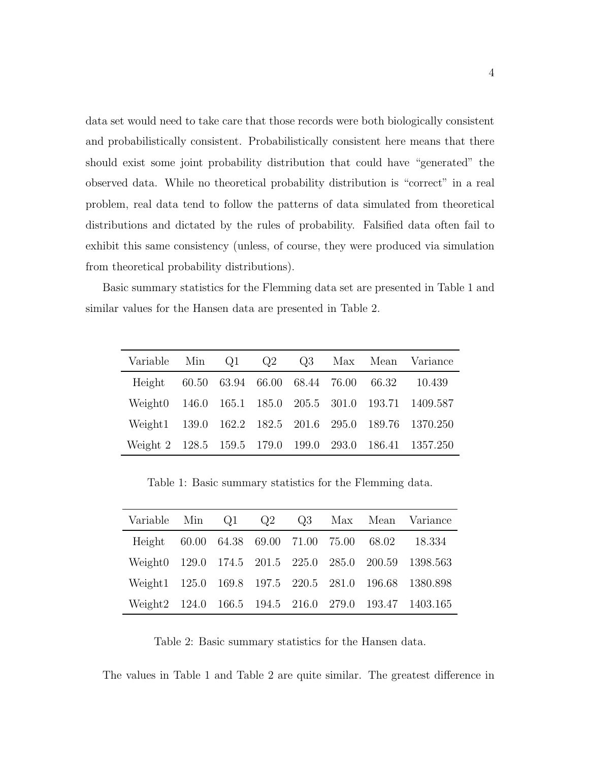data set would need to take care that those records were both biologically consistent and probabilistically consistent. Probabilistically consistent here means that there should exist some joint probability distribution that could have "generated" the observed data. While no theoretical probability distribution is "correct" in a real problem, real data tend to follow the patterns of data simulated from theoretical distributions and dictated by the rules of probability. Falsified data often fail to exhibit this same consistency (unless, of course, they were produced via simulation from theoretical probability distributions).

Basic summary statistics for the Flemming data set are presented in Table 1 and similar values for the Hansen data are presented in Table 2.

| Variable | Min | Q1 | Q2 | Q3 | Max | Mean | Variance |
|---|---|---|---|---|---|---|---|
| Height | 60.50 | 63.94 | 66.00 | 68.44 | 76.00 | 66.32 | 10.439 |
| Weight0 | 146.0 | 165.1 | 185.0 | 205.5 | 301.0 | 193.71 | 1409.587 |
| Weight1 | 139.0 | 162.2 | 182.5 | 201.6 | 295.0 | 189.76 | 1370.250 |
| Weight 2 | 128.5 | 159.5 | 179.0 | 199.0 | 293.0 | 186.41 | 1357.250 |

Table 1: Basic summary statistics for the Flemming data.

| Variable | Min | Q1 | Q2 | Q3 | Max | Mean | Variance |
|---|---|---|---|---|---|---|---|
| Height | 60.00 | 64.38 | 69.00 | 71.00 | 75.00 | 68.02 | 18.334 |
| Weight0 | 129.0 | 174.5 | 201.5 | 225.0 | 285.0 | 200.59 | 1398.563 |
| Weight1 | 125.0 | 169.8 | 197.5 | 220.5 | 281.0 | 196.68 | 1380.898 |
| Weight2 | 124.0 | 166.5 | 194.5 | 216.0 | 279.0 | 193.47 | 1403.165 |

Table 2: Basic summary statistics for the Hansen data.

The values in Table 1 and Table 2 are quite similar. The greatest difference in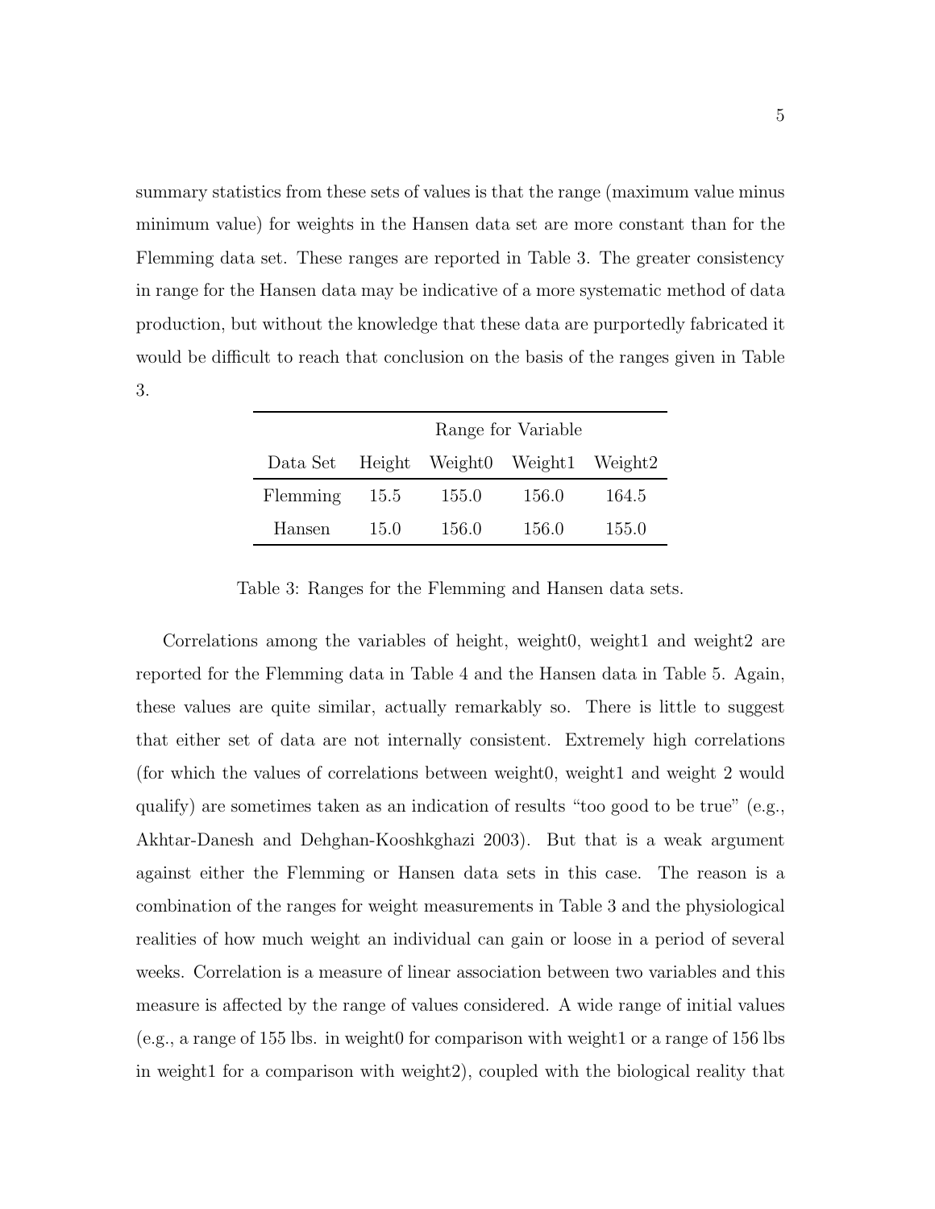summary statistics from these sets of values is that the range (maximum value minus minimum value) for weights in the Hansen data set are more constant than for the Flemming data set. These ranges are reported in Table 3. The greater consistency in range for the Hansen data may be indicative of a more systematic method of data production, but without the knowledge that these data are purportedly fabricated it would be difficult to reach that conclusion on the basis of the ranges given in Table 3.

| | Range for Variable | | | |
|---|---|---|---|---|
| Data Set | Height | Weight0 | Weight1 | Weight2 |
| Flemming | 15.5 | 155.0 | 156.0 | 164.5 |
| Hansen | 15.0 | 156.0 | 156.0 | 155.0 |

Table 3: Ranges for the Flemming and Hansen data sets.

Correlations among the variables of height, weight0, weight1 and weight2 are reported for the Flemming data in Table 4 and the Hansen data in Table 5. Again, these values are quite similar, actually remarkably so. There is little to suggest that either set of data are not internally consistent. Extremely high correlations (for which the values of correlations between weight0, weight1 and weight 2 would qualify) are sometimes taken as an indication of results "too good to be true" (e.g., Akhtar-Danesh and Dehghan-Kooshkghazi 2003). But that is a weak argument against either the Flemming or Hansen data sets in this case. The reason is a combination of the ranges for weight measurements in Table 3 and the physiological realities of how much weight an individual can gain or loose in a period of several weeks. Correlation is a measure of linear association between two variables and this measure is affected by the range of values considered. A wide range of initial values (e.g., a range of 155 lbs. in weight0 for comparison with weight1 or a range of 156 lbs in weight1 for a comparison with weight2), coupled with the biological reality that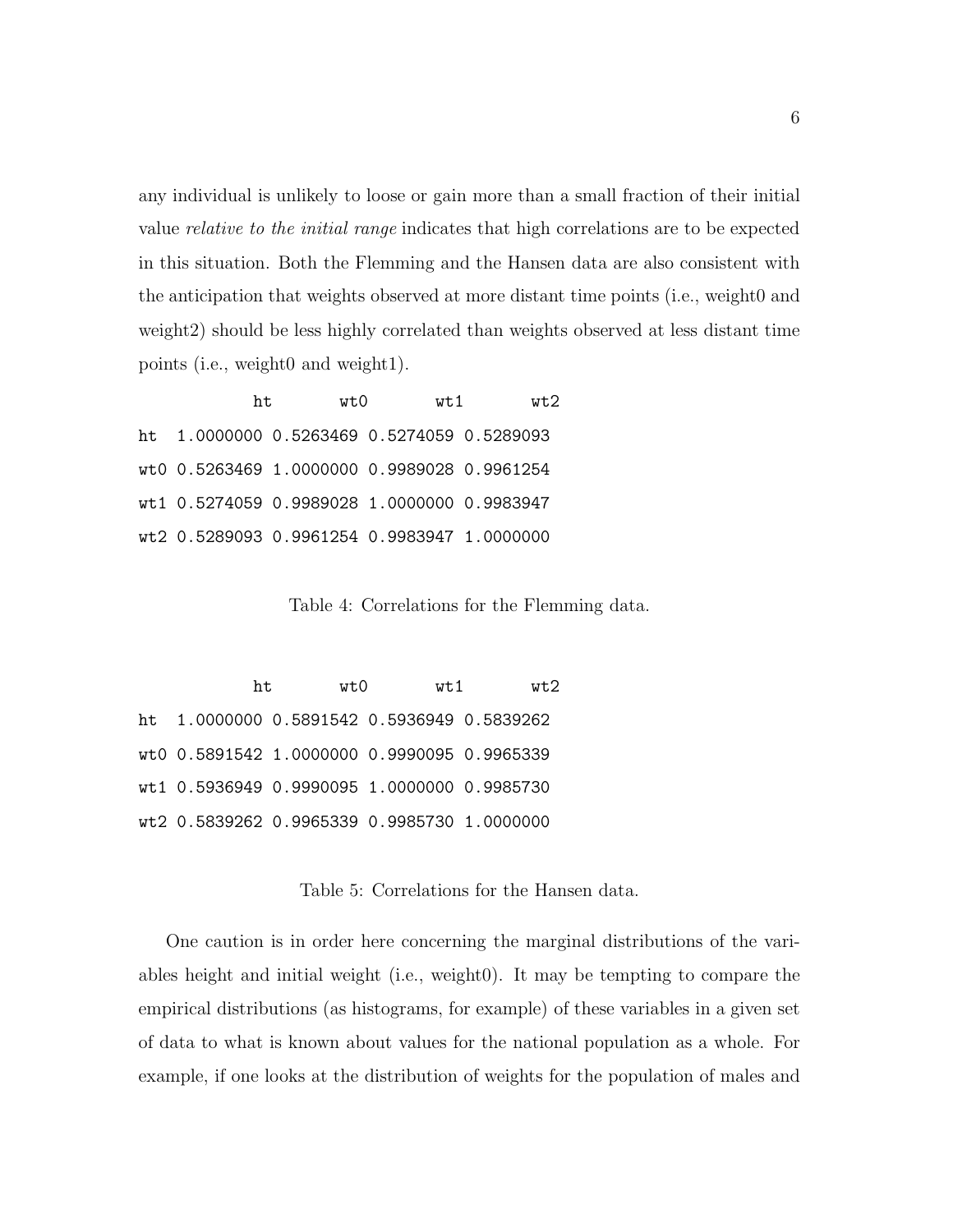any individual is unlikely to loose or gain more than a small fraction of their initial value *relative to the initial range* indicates that high correlations are to be expected in this situation. Both the Flemming and the Hansen data are also consistent with the anticipation that weights observed at more distant time points (i.e., weight0 and weight2) should be less highly correlated than weights observed at less distant time points (i.e., weight0 and weight1).

|  | ht | wt0 | wt1 | wt2 |
|---|---|---|---|---|
| ht | 1.0000000 | 0.5263469 | 0.5274059 | 0.5289093 |
| wt0 | 0.5263469 | 1.0000000 | 0.9989028 | 0.9961254 |
| wt1 | 0.5274059 | 0.9989028 | 1.0000000 | 0.9983947 |
| wt2 | 0.5289093 | 0.9961254 | 0.9983947 | 1.0000000 |

Table 4: Correlations for the Flemming data.

|  | ht | wt0 | wt1 | wt2 |
|---|---|---|---|---|
| ht | 1.0000000 | 0.5891542 | 0.5936949 | 0.5839262 |
| wt0 | 0.5891542 | 1.0000000 | 0.9990095 | 0.9965339 |
| wt1 | 0.5936949 | 0.9990095 | 1.0000000 | 0.9985730 |
| wt2 | 0.5839262 | 0.9965339 | 0.9985730 | 1.0000000 |

Table 5: Correlations for the Hansen data.

One caution is in order here concerning the marginal distributions of the variables height and initial weight (i.e., weight0). It may be tempting to compare the empirical distributions (as histograms, for example) of these variables in a given set of data to what is known about values for the national population as a whole. For example, if one looks at the distribution of weights for the population of males and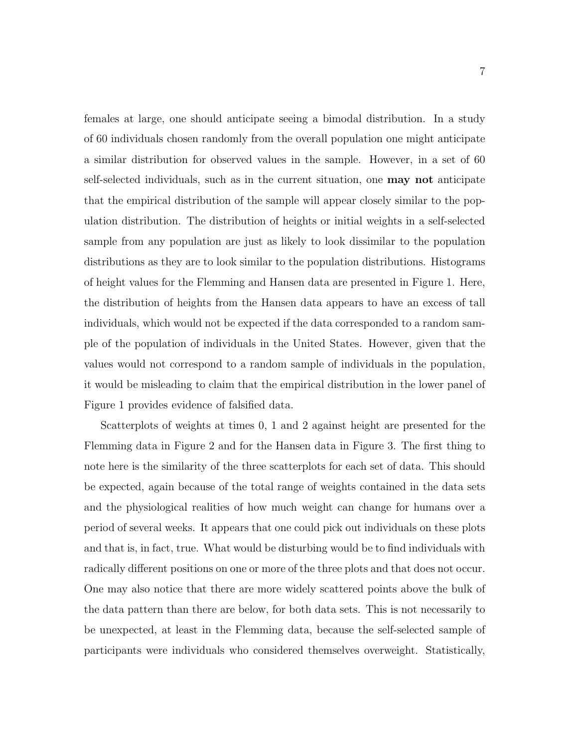females at large, one should anticipate seeing a bimodal distribution. In a study of 60 individuals chosen randomly from the overall population one might anticipate a similar distribution for observed values in the sample. However, in a set of 60 self-selected individuals, such as in the current situation, one **may not** anticipate that the empirical distribution of the sample will appear closely similar to the population distribution. The distribution of heights or initial weights in a self-selected sample from any population are just as likely to look dissimilar to the population distributions as they are to look similar to the population distributions. Histograms of height values for the Flemming and Hansen data are presented in Figure 1. Here, the distribution of heights from the Hansen data appears to have an excess of tall individuals, which would not be expected if the data corresponded to a random sample of the population of individuals in the United States. However, given that the values would not correspond to a random sample of individuals in the population, it would be misleading to claim that the empirical distribution in the lower panel of Figure 1 provides evidence of falsified data.

Scatterplots of weights at times 0, 1 and 2 against height are presented for the Flemming data in Figure 2 and for the Hansen data in Figure 3. The first thing to note here is the similarity of the three scatterplots for each set of data. This should be expected, again because of the total range of weights contained in the data sets and the physiological realities of how much weight can change for humans over a period of several weeks. It appears that one could pick out individuals on these plots and that is, in fact, true. What would be disturbing would be to find individuals with radically different positions on one or more of the three plots and that does not occur. One may also notice that there are more widely scattered points above the bulk of the data pattern than there are below, for both data sets. This is not necessarily to be unexpected, at least in the Flemming data, because the self-selected sample of participants were individuals who considered themselves overweight. Statistically,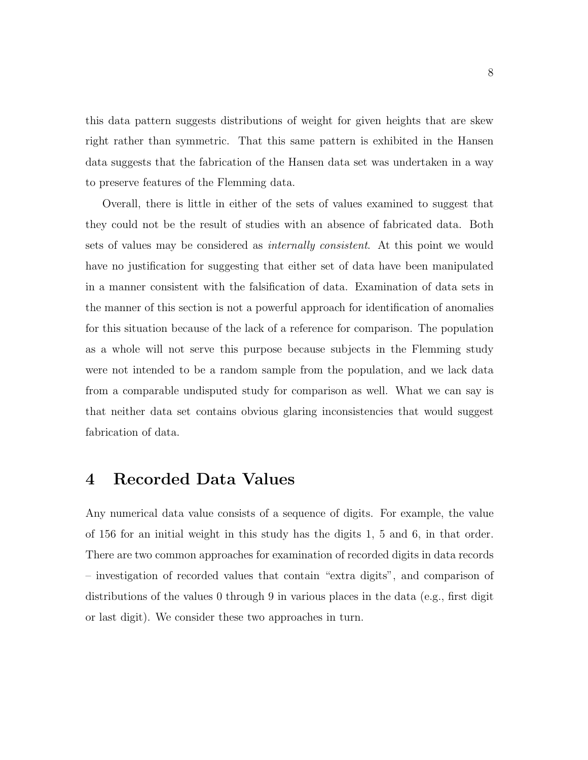this data pattern suggests distributions of weight for given heights that are skew right rather than symmetric. That this same pattern is exhibited in the Hansen data suggests that the fabrication of the Hansen data set was undertaken in a way to preserve features of the Flemming data.

Overall, there is little in either of the sets of values examined to suggest that they could not be the result of studies with an absence of fabricated data. Both sets of values may be considered as *internally consistent*. At this point we would have no justification for suggesting that either set of data have been manipulated in a manner consistent with the falsification of data. Examination of data sets in the manner of this section is not a powerful approach for identification of anomalies for this situation because of the lack of a reference for comparison. The population as a whole will not serve this purpose because subjects in the Flemming study were not intended to be a random sample from the population, and we lack data from a comparable undisputed study for comparison as well. What we can say is that neither data set contains obvious glaring inconsistencies that would suggest fabrication of data.

# 4 Recorded Data Values

Any numerical data value consists of a sequence of digits. For example, the value of 156 for an initial weight in this study has the digits 1, 5 and 6, in that order. There are two common approaches for examination of recorded digits in data records – investigation of recorded values that contain "extra digits", and comparison of distributions of the values 0 through 9 in various places in the data (e.g., first digit or last digit). We consider these two approaches in turn.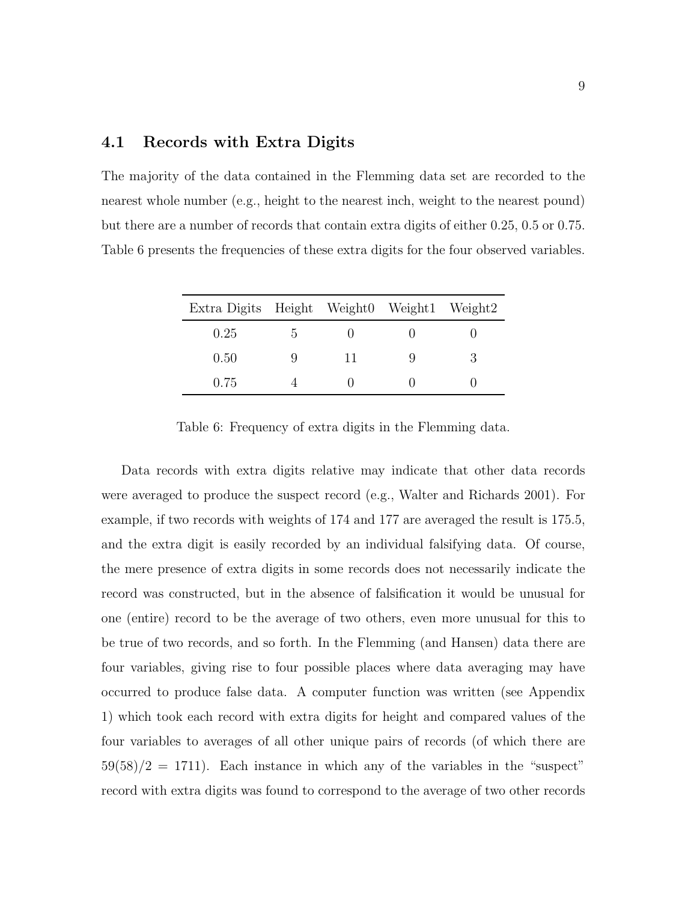## 4.1 Records with Extra Digits

The majority of the data contained in the Flemming data set are recorded to the nearest whole number (e.g., height to the nearest inch, weight to the nearest pound) but there are a number of records that contain extra digits of either 0.25, 0.5 or 0.75. Table 6 presents the frequencies of these extra digits for the four observed variables.

| Extra Digits | Height | Weight0 | Weight1 | Weight2 |
|---|---|---|---|---|
| 0.25 | 5 | 0 | 0 | 0 |
| 0.50 | 9 | 11 | 9 | 3 |
| 0.75 | 4 | 0 | 0 | 0 |

Table 6: Frequency of extra digits in the Flemming data.

Data records with extra digits relative may indicate that other data records were averaged to produce the suspect record (e.g., Walter and Richards 2001). For example, if two records with weights of 174 and 177 are averaged the result is 175.5, and the extra digit is easily recorded by an individual falsifying data. Of course, the mere presence of extra digits in some records does not necessarily indicate the record was constructed, but in the absence of falsification it would be unusual for one (entire) record to be the average of two others, even more unusual for this to be true of two records, and so forth. In the Flemming (and Hansen) data there are four variables, giving rise to four possible places where data averaging may have occurred to produce false data. A computer function was written (see Appendix 1) which took each record with extra digits for height and compared values of the four variables to averages of all other unique pairs of records (of which there are $59(58)/2 = 1711$). Each instance in which any of the variables in the "suspect" record with extra digits was found to correspond to the average of two other records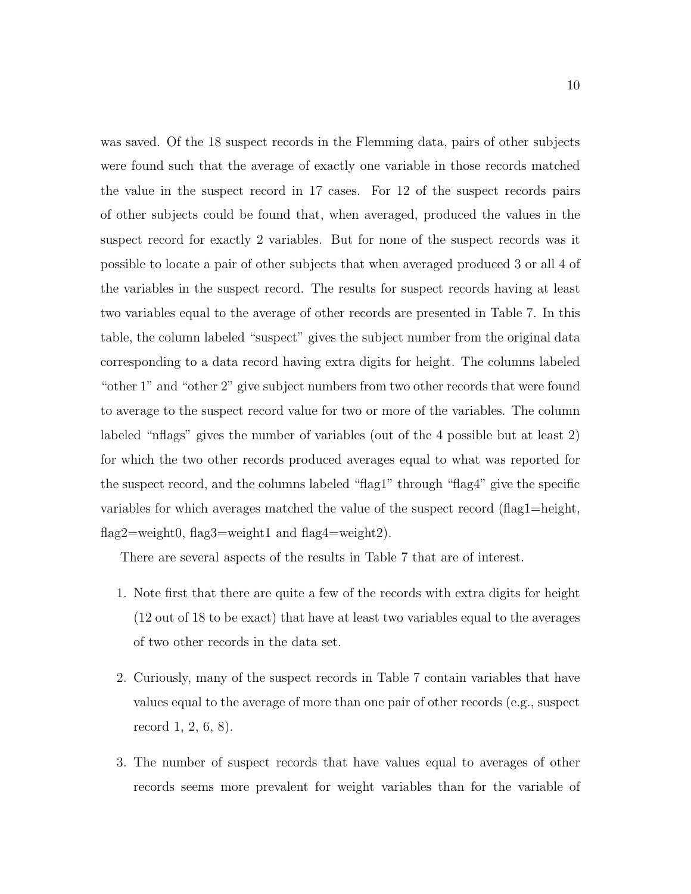was saved. Of the 18 suspect records in the Flemming data, pairs of other subjects were found such that the average of exactly one variable in those records matched the value in the suspect record in 17 cases. For 12 of the suspect records pairs of other subjects could be found that, when averaged, produced the values in the suspect record for exactly 2 variables. But for none of the suspect records was it possible to locate a pair of other subjects that when averaged produced 3 or all 4 of the variables in the suspect record. The results for suspect records having at least two variables equal to the average of other records are presented in Table 7. In this table, the column labeled "suspect" gives the subject number from the original data corresponding to a data record having extra digits for height. The columns labeled "other 1" and "other 2" give subject numbers from two other records that were found to average to the suspect record value for two or more of the variables. The column labeled "nflags" gives the number of variables (out of the 4 possible but at least 2) for which the two other records produced averages equal to what was reported for the suspect record, and the columns labeled "flag1" through "flag4" give the specific variables for which averages matched the value of the suspect record (flag1=height, flag2=weight0, flag3=weight1 and flag4=weight2).

There are several aspects of the results in Table 7 that are of interest.

1. Note first that there are quite a few of the records with extra digits for height (12 out of 18 to be exact) that have at least two variables equal to the averages of two other records in the data set.

2. Curiously, many of the suspect records in Table 7 contain variables that have values equal to the average of more than one pair of other records (e.g., suspect record 1, 2, 6, 8).

3. The number of suspect records that have values equal to averages of other records seems more prevalent for weight variables than for the variable of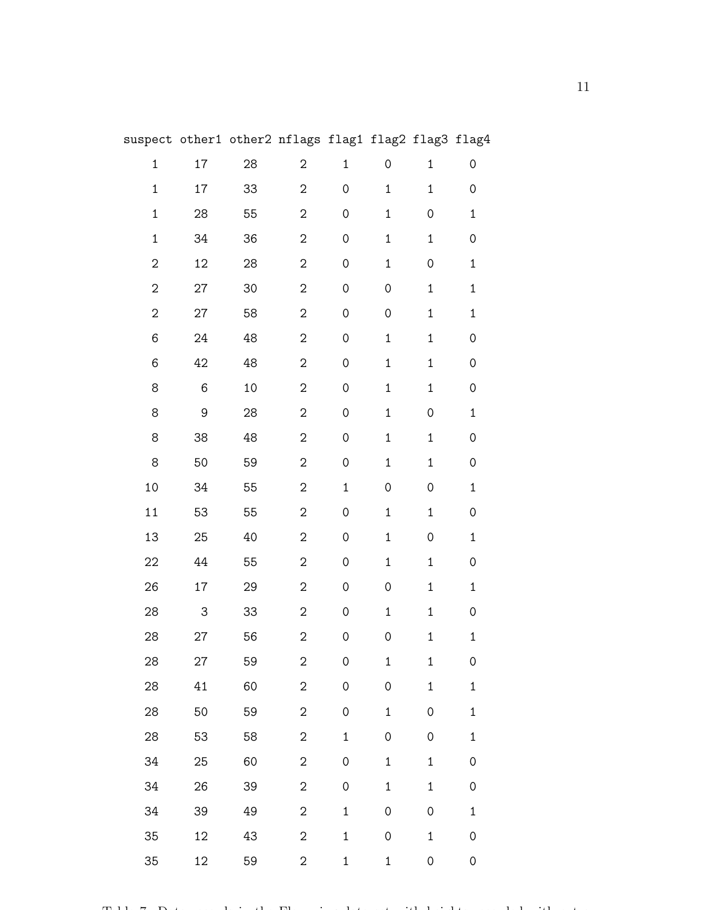| suspect | other1 | other2 | nflags | flag1 | flag2 | flag3 | flag4 |
|---|---|---|---|---|---|---|---|
| 1 | 17 | 28 | 2 | 1 | 0 | 1 | 0 |
| 1 | 17 | 33 | 2 | 0 | 1 | 1 | 0 |
| 1 | 28 | 55 | 2 | 0 | 1 | 0 | 1 |
| 1 | 34 | 36 | 2 | 0 | 1 | 1 | 0 |
| 2 | 12 | 28 | 2 | 0 | 1 | 0 | 1 |
| 2 | 27 | 30 | 2 | 0 | 0 | 1 | 1 |
| 2 | 27 | 58 | 2 | 0 | 0 | 1 | 1 |
| 6 | 24 | 48 | 2 | 0 | 1 | 1 | 0 |
| 6 | 42 | 48 | 2 | 0 | 1 | 1 | 0 |
| 8 | 6 | 10 | 2 | 0 | 1 | 1 | 0 |
| 8 | 9 | 28 | 2 | 0 | 1 | 0 | 1 |
| 8 | 38 | 48 | 2 | 0 | 1 | 1 | 0 |
| 8 | 50 | 59 | 2 | 0 | 1 | 1 | 0 |
| 10 | 34 | 55 | 2 | 1 | 0 | 0 | 1 |
| 11 | 53 | 55 | 2 | 0 | 1 | 1 | 0 |
| 13 | 25 | 40 | 2 | 0 | 1 | 0 | 1 |
| 22 | 44 | 55 | 2 | 0 | 1 | 1 | 0 |
| 26 | 17 | 29 | 2 | 0 | 0 | 1 | 1 |
| 28 | 3 | 33 | 2 | 0 | 1 | 1 | 0 |
| 28 | 27 | 56 | 2 | 0 | 0 | 1 | 1 |
| 28 | 27 | 59 | 2 | 0 | 1 | 1 | 0 |
| 28 | 41 | 60 | 2 | 0 | 0 | 1 | 1 |
| 28 | 50 | 59 | 2 | 0 | 1 | 0 | 1 |
| 28 | 53 | 58 | 2 | 1 | 0 | 0 | 1 |
| 34 | 25 | 60 | 2 | 0 | 1 | 1 | 0 |
| 34 | 26 | 39 | 2 | 0 | 1 | 1 | 0 |
| 34 | 39 | 49 | 2 | 1 | 0 | 0 | 1 |
| 35 | 12 | 43 | 2 | 1 | 0 | 1 | 0 |
| 35 | 12 | 59 | 2 | 1 | 1 | 0 | 0 |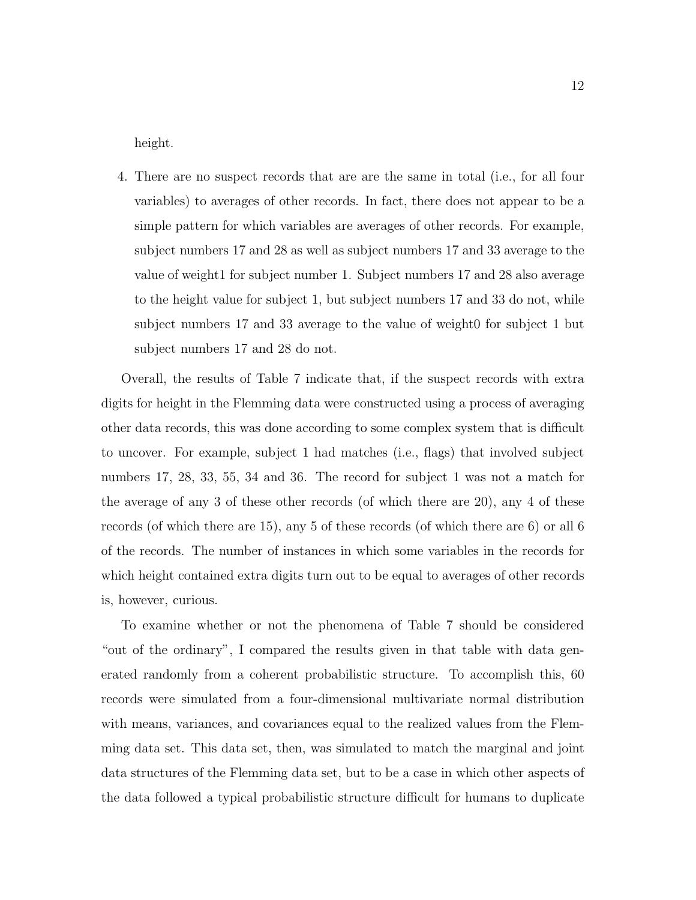height.

4. There are no suspect records that are are the same in total (i.e., for all four variables) to averages of other records. In fact, there does not appear to be a simple pattern for which variables are averages of other records. For example, subject numbers 17 and 28 as well as subject numbers 17 and 33 average to the value of weight1 for subject number 1. Subject numbers 17 and 28 also average to the height value for subject 1, but subject numbers 17 and 33 do not, while subject numbers 17 and 33 average to the value of weight0 for subject 1 but subject numbers 17 and 28 do not.

Overall, the results of Table 7 indicate that, if the suspect records with extra digits for height in the Flemming data were constructed using a process of averaging other data records, this was done according to some complex system that is difficult to uncover. For example, subject 1 had matches (i.e., flags) that involved subject numbers 17, 28, 33, 55, 34 and 36. The record for subject 1 was not a match for the average of any 3 of these other records (of which there are 20), any 4 of these records (of which there are 15), any 5 of these records (of which there are 6) or all 6 of the records. The number of instances in which some variables in the records for which height contained extra digits turn out to be equal to averages of other records is, however, curious.

To examine whether or not the phenomena of Table 7 should be considered "out of the ordinary", I compared the results given in that table with data generated randomly from a coherent probabilistic structure. To accomplish this, 60 records were simulated from a four-dimensional multivariate normal distribution with means, variances, and covariances equal to the realized values from the Flemming data set. This data set, then, was simulated to match the marginal and joint data structures of the Flemming data set, but to be a case in which other aspects of the data followed a typical probabilistic structure difficult for humans to duplicate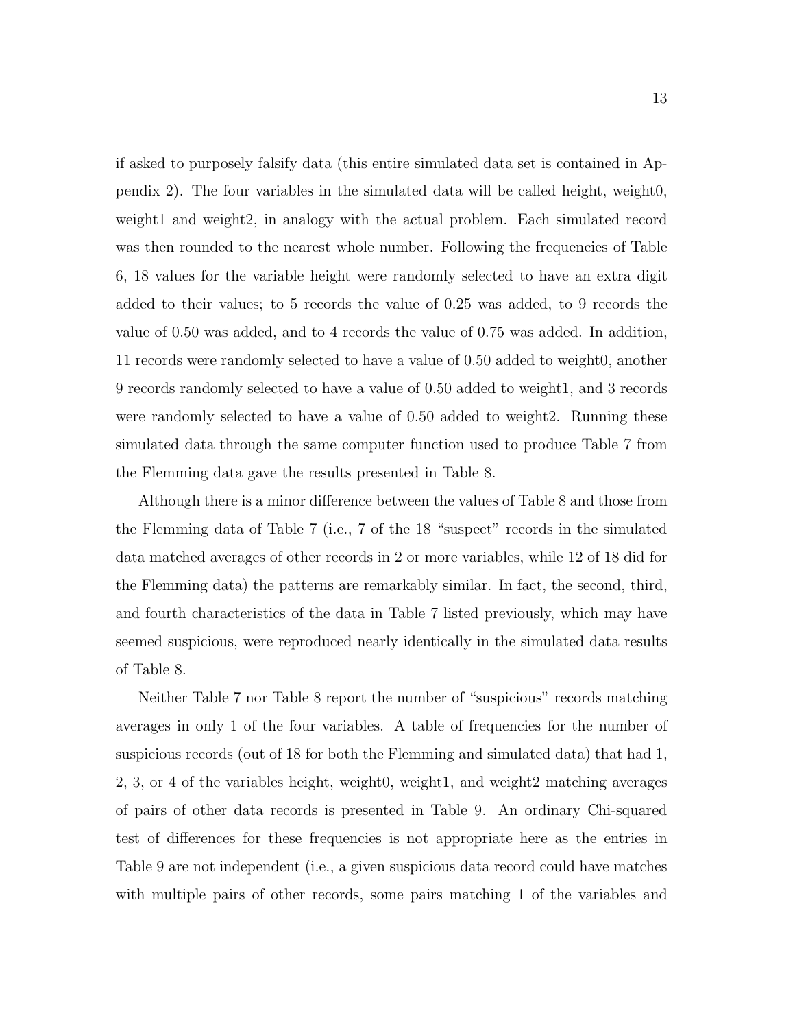if asked to purposely falsify data (this entire simulated data set is contained in Appendix 2). The four variables in the simulated data will be called height, weight0, weight1 and weight2, in analogy with the actual problem. Each simulated record was then rounded to the nearest whole number. Following the frequencies of Table 6, 18 values for the variable height were randomly selected to have an extra digit added to their values; to 5 records the value of 0.25 was added, to 9 records the value of 0.50 was added, and to 4 records the value of 0.75 was added. In addition, 11 records were randomly selected to have a value of 0.50 added to weight0, another 9 records randomly selected to have a value of 0.50 added to weight1, and 3 records were randomly selected to have a value of 0.50 added to weight2. Running these simulated data through the same computer function used to produce Table 7 from the Flemming data gave the results presented in Table 8.

Although there is a minor difference between the values of Table 8 and those from the Flemming data of Table 7 (i.e., 7 of the 18 "suspect" records in the simulated data matched averages of other records in 2 or more variables, while 12 of 18 did for the Flemming data) the patterns are remarkably similar. In fact, the second, third, and fourth characteristics of the data in Table 7 listed previously, which may have seemed suspicious, were reproduced nearly identically in the simulated data results of Table 8.

Neither Table 7 nor Table 8 report the number of "suspicious" records matching averages in only 1 of the four variables. A table of frequencies for the number of suspicious records (out of 18 for both the Flemming and simulated data) that had 1, 2, 3, or 4 of the variables height, weight0, weight1, and weight2 matching averages of pairs of other data records is presented in Table 9. An ordinary Chi-squared test of differences for these frequencies is not appropriate here as the entries in Table 9 are not independent (i.e., a given suspicious data record could have matches with multiple pairs of other records, some pairs matching 1 of the variables and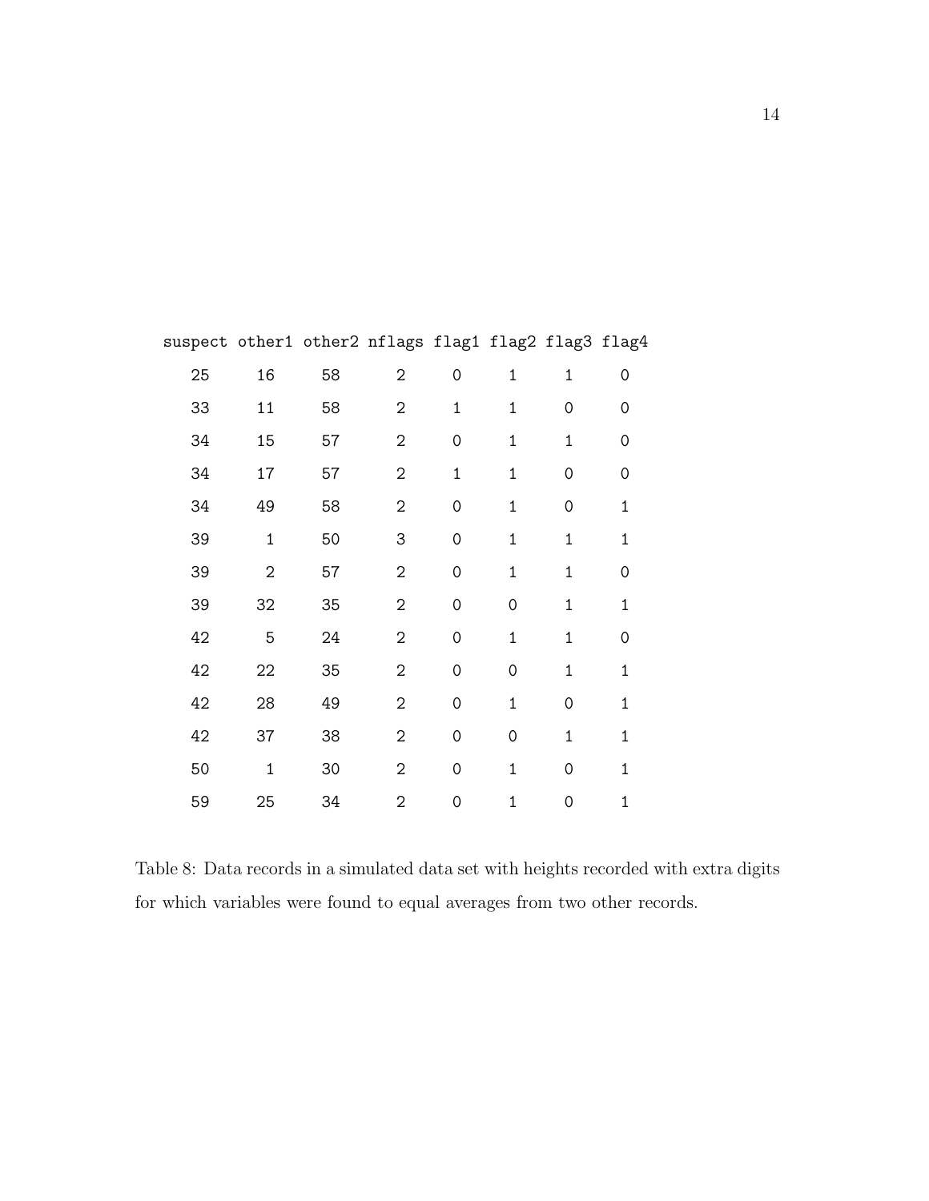| suspect | other1 | other2 | nflags | flag1 | flag2 | flag3 | flag4 |
|---|---|---|---|---|---|---|---|
| 25 | 16 | 58 | 2 | 0 | 1 | 1 | 0 |
| 33 | 11 | 58 | 2 | 1 | 1 | 0 | 0 |
| 34 | 15 | 57 | 2 | 0 | 1 | 1 | 0 |
| 34 | 17 | 57 | 2 | 1 | 1 | 0 | 0 |
| 34 | 49 | 58 | 2 | 0 | 1 | 0 | 1 |
| 39 | 1 | 50 | 3 | 0 | 1 | 1 | 1 |
| 39 | 2 | 57 | 2 | 0 | 1 | 1 | 0 |
| 39 | 32 | 35 | 2 | 0 | 0 | 1 | 1 |
| 42 | 5 | 24 | 2 | 0 | 1 | 1 | 0 |
| 42 | 22 | 35 | 2 | 0 | 0 | 1 | 1 |
| 42 | 28 | 49 | 2 | 0 | 1 | 0 | 1 |
| 42 | 37 | 38 | 2 | 0 | 0 | 1 | 1 |
| 50 | 1 | 30 | 2 | 0 | 1 | 0 | 1 |
| 59 | 25 | 34 | 2 | 0 | 1 | 0 | 1 |

Table 8: Data records in a simulated data set with heights recorded with extra digits for which variables were found to equal averages from two other records.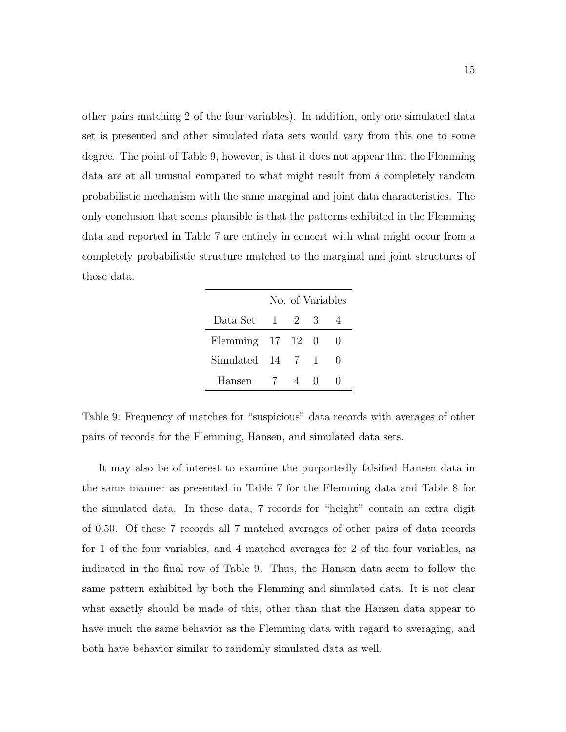other pairs matching 2 of the four variables). In addition, only one simulated data set is presented and other simulated data sets would vary from this one to some degree. The point of Table 9, however, is that it does not appear that the Flemming data are at all unusual compared to what might result from a completely random probabilistic mechanism with the same marginal and joint data characteristics. The only conclusion that seems plausible is that the patterns exhibited in the Flemming data and reported in Table 7 are entirely in concert with what might occur from a completely probabilistic structure matched to the marginal and joint structures of those data.

| | No. of Variables | | | |
|---|---|---|---|---|
| Data Set | 1 | 2 | 3 | 4 |
| Flemming | 17 | 12 | 0 | 0 |
| Simulated | 14 | 7 | 1 | 0 |
| Hansen | 7 | 4 | 0 | 0 |

Table 9: Frequency of matches for "suspicious" data records with averages of other pairs of records for the Flemming, Hansen, and simulated data sets.

It may also be of interest to examine the purportedly falsified Hansen data in the same manner as presented in Table 7 for the Flemming data and Table 8 for the simulated data. In these data, 7 records for "height" contain an extra digit of 0.50. Of these 7 records all 7 matched averages of other pairs of data records for 1 of the four variables, and 4 matched averages for 2 of the four variables, as indicated in the final row of Table 9. Thus, the Hansen data seem to follow the same pattern exhibited by both the Flemming and simulated data. It is not clear what exactly should be made of this, other than that the Hansen data appear to have much the same behavior as the Flemming data with regard to averaging, and both have behavior similar to randomly simulated data as well.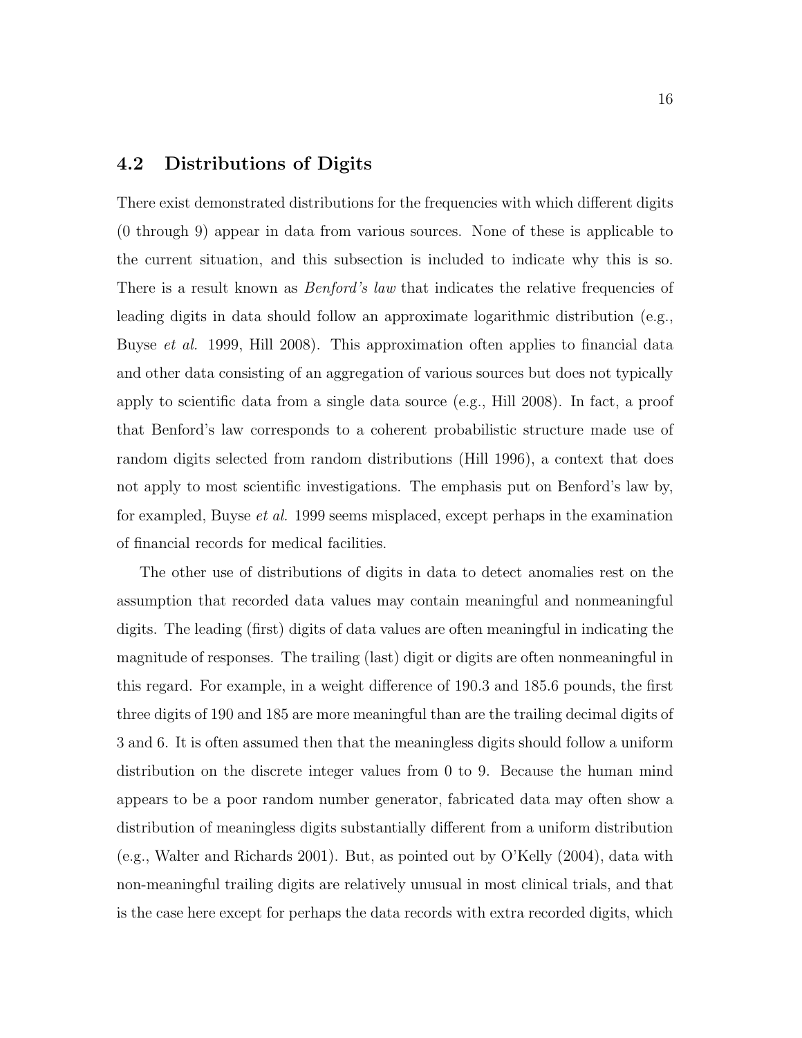## 4.2 Distributions of Digits

There exist demonstrated distributions for the frequencies with which different digits (0 through 9) appear in data from various sources. None of these is applicable to the current situation, and this subsection is included to indicate why this is so. There is a result known as *Benford's law* that indicates the relative frequencies of leading digits in data should follow an approximate logarithmic distribution (e.g., Buyse *et al.* 1999, Hill 2008). This approximation often applies to financial data and other data consisting of an aggregation of various sources but does not typically apply to scientific data from a single data source (e.g., Hill 2008). In fact, a proof that Benford's law corresponds to a coherent probabilistic structure made use of random digits selected from random distributions (Hill 1996), a context that does not apply to most scientific investigations. The emphasis put on Benford's law by, for exampled, Buyse *et al.* 1999 seems misplaced, except perhaps in the examination of financial records for medical facilities.

The other use of distributions of digits in data to detect anomalies rest on the assumption that recorded data values may contain meaningful and nonmeaningful digits. The leading (first) digits of data values are often meaningful in indicating the magnitude of responses. The trailing (last) digit or digits are often nonmeaningful in this regard. For example, in a weight difference of 190.3 and 185.6 pounds, the first three digits of 190 and 185 are more meaningful than are the trailing decimal digits of 3 and 6. It is often assumed then that the meaningless digits should follow a uniform distribution on the discrete integer values from 0 to 9. Because the human mind appears to be a poor random number generator, fabricated data may often show a distribution of meaningless digits substantially different from a uniform distribution (e.g., Walter and Richards 2001). But, as pointed out by O'Kelly (2004), data with non-meaningful trailing digits are relatively unusual in most clinical trials, and that is the case here except for perhaps the data records with extra recorded digits, which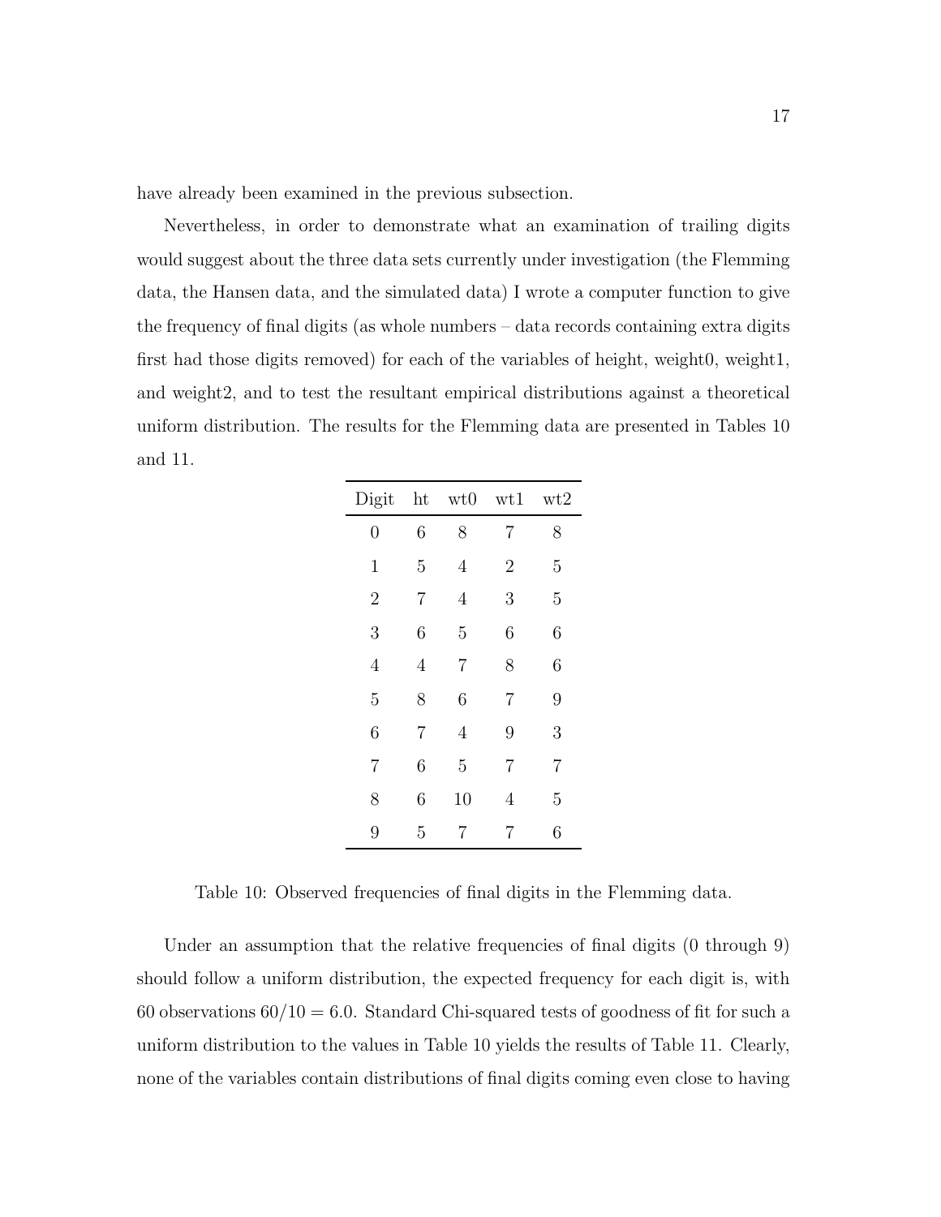have already been examined in the previous subsection.

Nevertheless, in order to demonstrate what an examination of trailing digits would suggest about the three data sets currently under investigation (the Flemming data, the Hansen data, and the simulated data) I wrote a computer function to give the frequency of final digits (as whole numbers – data records containing extra digits first had those digits removed) for each of the variables of height, weight0, weight1, and weight2, and to test the resultant empirical distributions against a theoretical uniform distribution. The results for the Flemming data are presented in Tables 10 and 11.

| Digit | ht | wt0 | wt1 | wt2 |
|---|---|---|---|---|
| 0 | 6 | 8 | 7 | 8 |
| 1 | 5 | 4 | 2 | 5 |
| 2 | 7 | 4 | 3 | 5 |
| 3 | 6 | 5 | 6 | 6 |
| 4 | 4 | 7 | 8 | 6 |
| 5 | 8 | 6 | 7 | 9 |
| 6 | 7 | 4 | 9 | 3 |
| 7 | 6 | 5 | 7 | 7 |
| 8 | 6 | 10 | 4 | 5 |
| 9 | 5 | 7 | 7 | 6 |

Table 10: Observed frequencies of final digits in the Flemming data.

Under an assumption that the relative frequencies of final digits (0 through 9) should follow a uniform distribution, the expected frequency for each digit is, with 60 observations $60/10 = 6.0$. Standard Chi-squared tests of goodness of fit for such a uniform distribution to the values in Table 10 yields the results of Table 11. Clearly, none of the variables contain distributions of final digits coming even close to having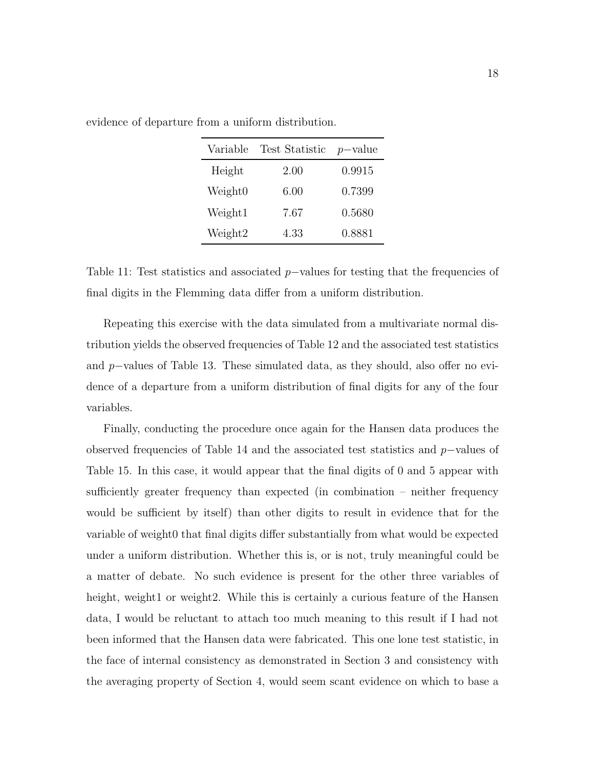evidence of departure from a uniform distribution.

| Variable | Test Statistic | $p-$value |
|---|---|---|
| Height | 2.00 | 0.9915 |
| Weight0 | 6.00 | 0.7399 |
| Weight1 | 7.67 | 0.5680 |
| Weight2 | 4.33 | 0.8881 |

Table 11: Test statistics and associated $p-$values for testing that the frequencies of final digits in the Flemming data differ from a uniform distribution.

Repeating this exercise with the data simulated from a multivariate normal distribution yields the observed frequencies of Table 12 and the associated test statistics and $p-$values of Table 13. These simulated data, as they should, also offer no evidence of a departure from a uniform distribution of final digits for any of the four variables.

Finally, conducting the procedure once again for the Hansen data produces the observed frequencies of Table 14 and the associated test statistics and $p-$values of Table 15. In this case, it would appear that the final digits of 0 and 5 appear with sufficiently greater frequency than expected (in combination – neither frequency would be sufficient by itself) than other digits to result in evidence that for the variable of weight0 that final digits differ substantially from what would be expected under a uniform distribution. Whether this is, or is not, truly meaningful could be a matter of debate. No such evidence is present for the other three variables of height, weight1 or weight2. While this is certainly a curious feature of the Hansen data, I would be reluctant to attach too much meaning to this result if I had not been informed that the Hansen data were fabricated. This one lone test statistic, in the face of internal consistency as demonstrated in Section 3 and consistency with the averaging property of Section 4, would seem scant evidence on which to base a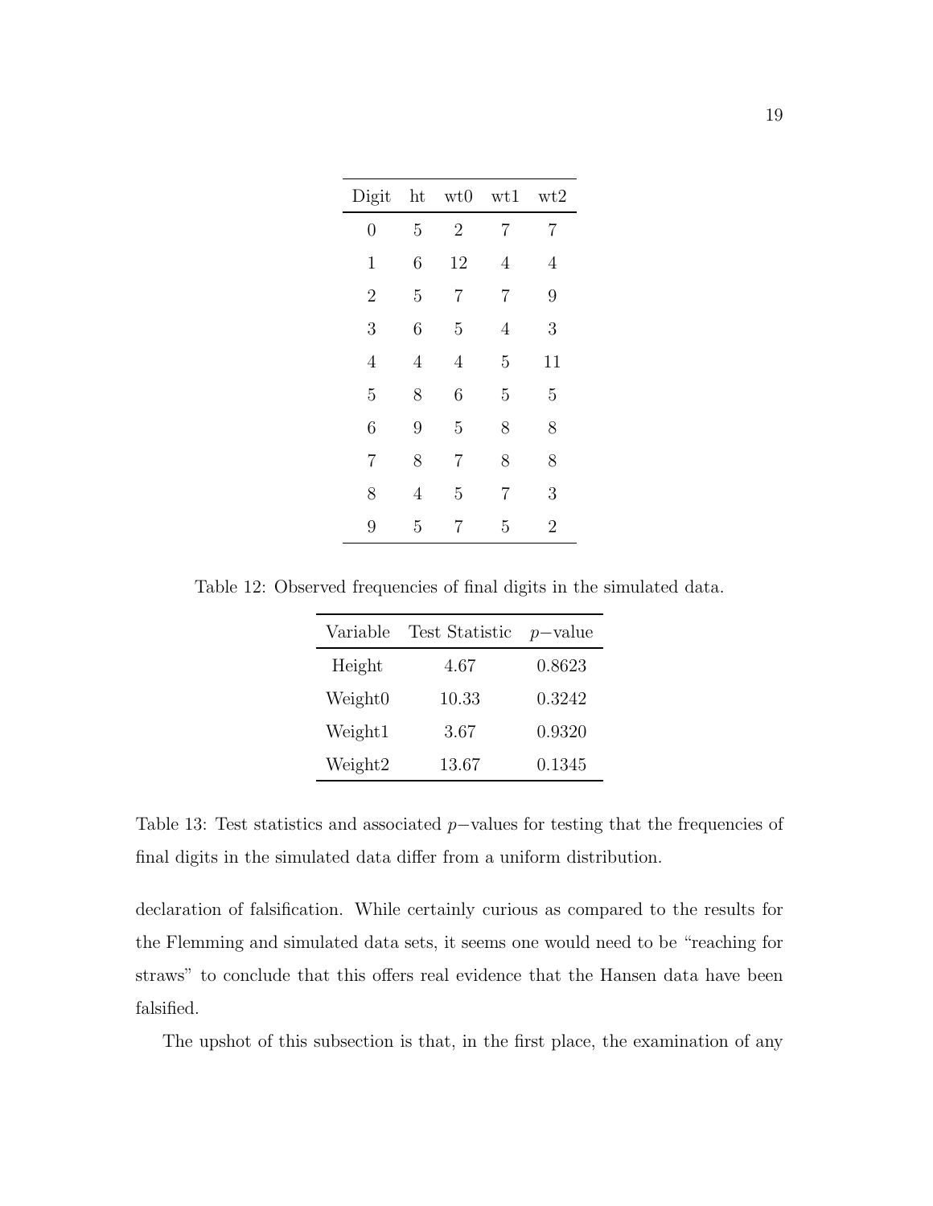| Digit | ht | wt0 | wt1 | wt2 |
|---|---|---|---|---|
| 0 | 5 | 2 | 7 | 7 |
| 1 | 6 | 12 | 4 | 4 |
| 2 | 5 | 7 | 7 | 9 |
| 3 | 6 | 5 | 4 | 3 |
| 4 | 4 | 4 | 5 | 11 |
| 5 | 8 | 6 | 5 | 5 |
| 6 | 9 | 5 | 8 | 8 |
| 7 | 8 | 7 | 8 | 8 |
| 8 | 4 | 5 | 7 | 3 |
| 9 | 5 | 7 | 5 | 2 |

Table 12: Observed frequencies of final digits in the simulated data.

| Variable | Test Statistic | $p-$value |
|---|---|---|
| Height | 4.67 | 0.8623 |
| Weight0 | 10.33 | 0.3242 |
| Weight1 | 3.67 | 0.9320 |
| Weight2 | 13.67 | 0.1345 |

Table 13: Test statistics and associated $p-$values for testing that the frequencies of final digits in the simulated data differ from a uniform distribution.

declaration of falsification. While certainly curious as compared to the results for the Flemming and simulated data sets, it seems one would need to be "reaching for straws" to conclude that this offers real evidence that the Hansen data have been falsified.

The upshot of this subsection is that, in the first place, the examination of any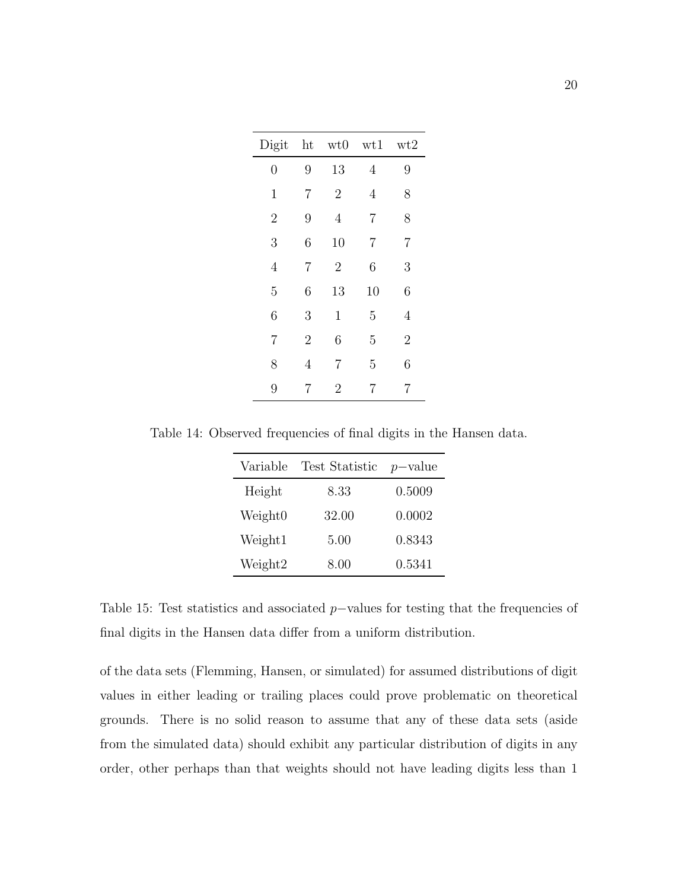| Digit | ht | wt0 | wt1 | wt2 |
|---|---|---|---|---|
| 0 | 9 | 13 | 4 | 9 |
| 1 | 7 | 2 | 4 | 8 |
| 2 | 9 | 4 | 7 | 8 |
| 3 | 6 | 10 | 7 | 7 |
| 4 | 7 | 2 | 6 | 3 |
| 5 | 6 | 13 | 10 | 6 |
| 6 | 3 | 1 | 5 | 4 |
| 7 | 2 | 6 | 5 | 2 |
| 8 | 4 | 7 | 5 | 6 |
| 9 | 7 | 2 | 7 | 7 |

Table 14: Observed frequencies of final digits in the Hansen data.

| Variable | Test Statistic | $p-$value |
|---|---|---|
| Height | 8.33 | 0.5009 |
| Weight0 | 32.00 | 0.0002 |
| Weight1 | 5.00 | 0.8343 |
| Weight2 | 8.00 | 0.5341 |

Table 15: Test statistics and associated $p-$values for testing that the frequencies of final digits in the Hansen data differ from a uniform distribution.

of the data sets (Flemming, Hansen, or simulated) for assumed distributions of digit values in either leading or trailing places could prove problematic on theoretical grounds. There is no solid reason to assume that any of these data sets (aside from the simulated data) should exhibit any particular distribution of digits in any order, other perhaps than that weights should not have leading digits less than 1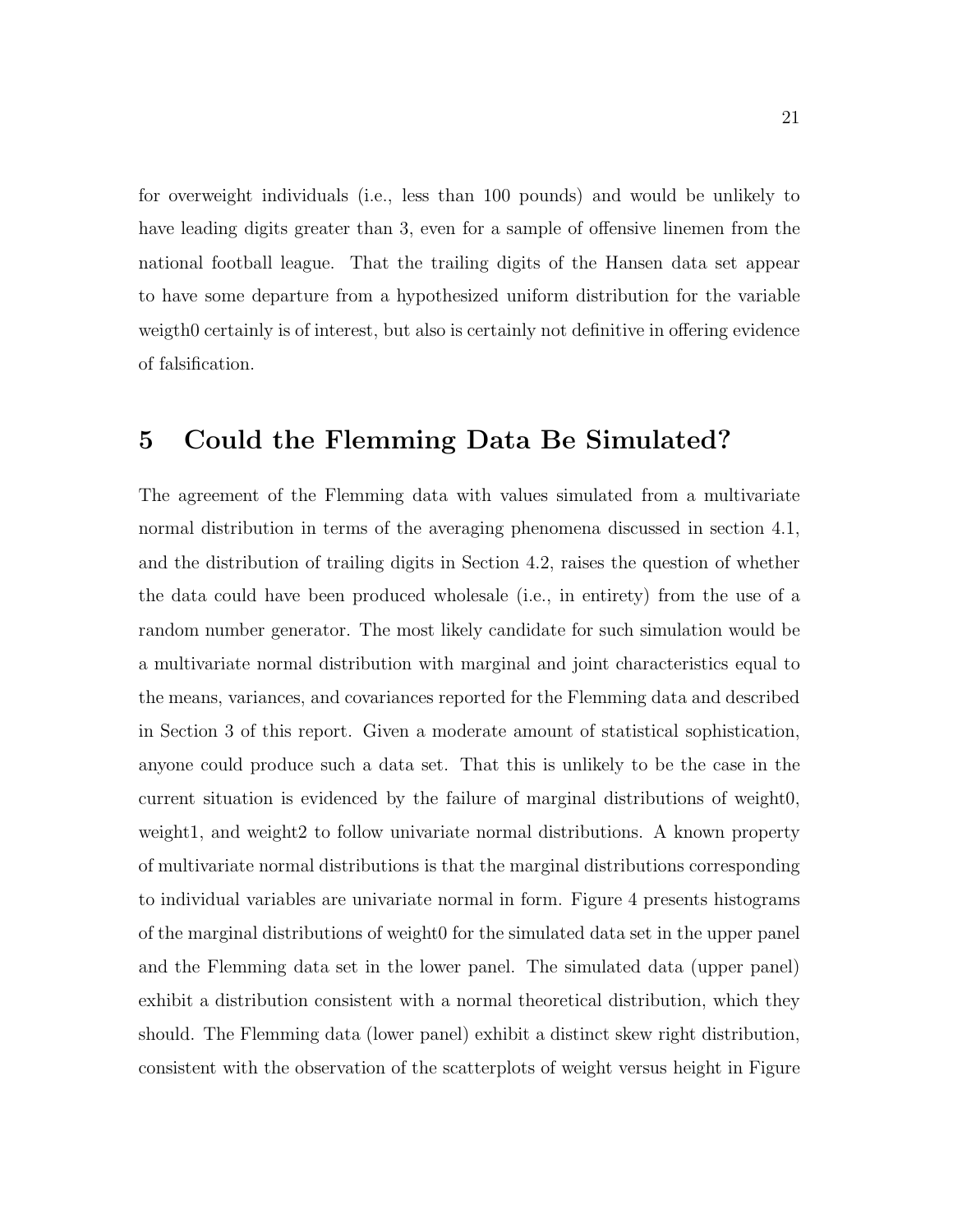for overweight individuals (i.e., less than 100 pounds) and would be unlikely to have leading digits greater than 3, even for a sample of offensive linemen from the national football league. That the trailing digits of the Hansen data set appear to have some departure from a hypothesized uniform distribution for the variable weigth0 certainly is of interest, but also is certainly not definitive in offering evidence of falsification.

# 5 Could the Flemming Data Be Simulated?

The agreement of the Flemming data with values simulated from a multivariate normal distribution in terms of the averaging phenomena discussed in section 4.1, and the distribution of trailing digits in Section 4.2, raises the question of whether the data could have been produced wholesale (i.e., in entirety) from the use of a random number generator. The most likely candidate for such simulation would be a multivariate normal distribution with marginal and joint characteristics equal to the means, variances, and covariances reported for the Flemming data and described in Section 3 of this report. Given a moderate amount of statistical sophistication, anyone could produce such a data set. That this is unlikely to be the case in the current situation is evidenced by the failure of marginal distributions of weight0, weight1, and weight2 to follow univariate normal distributions. A known property of multivariate normal distributions is that the marginal distributions corresponding to individual variables are univariate normal in form. Figure 4 presents histograms of the marginal distributions of weight0 for the simulated data set in the upper panel and the Flemming data set in the lower panel. The simulated data (upper panel) exhibit a distribution consistent with a normal theoretical distribution, which they should. The Flemming data (lower panel) exhibit a distinct skew right distribution, consistent with the observation of the scatterplots of weight versus height in Figure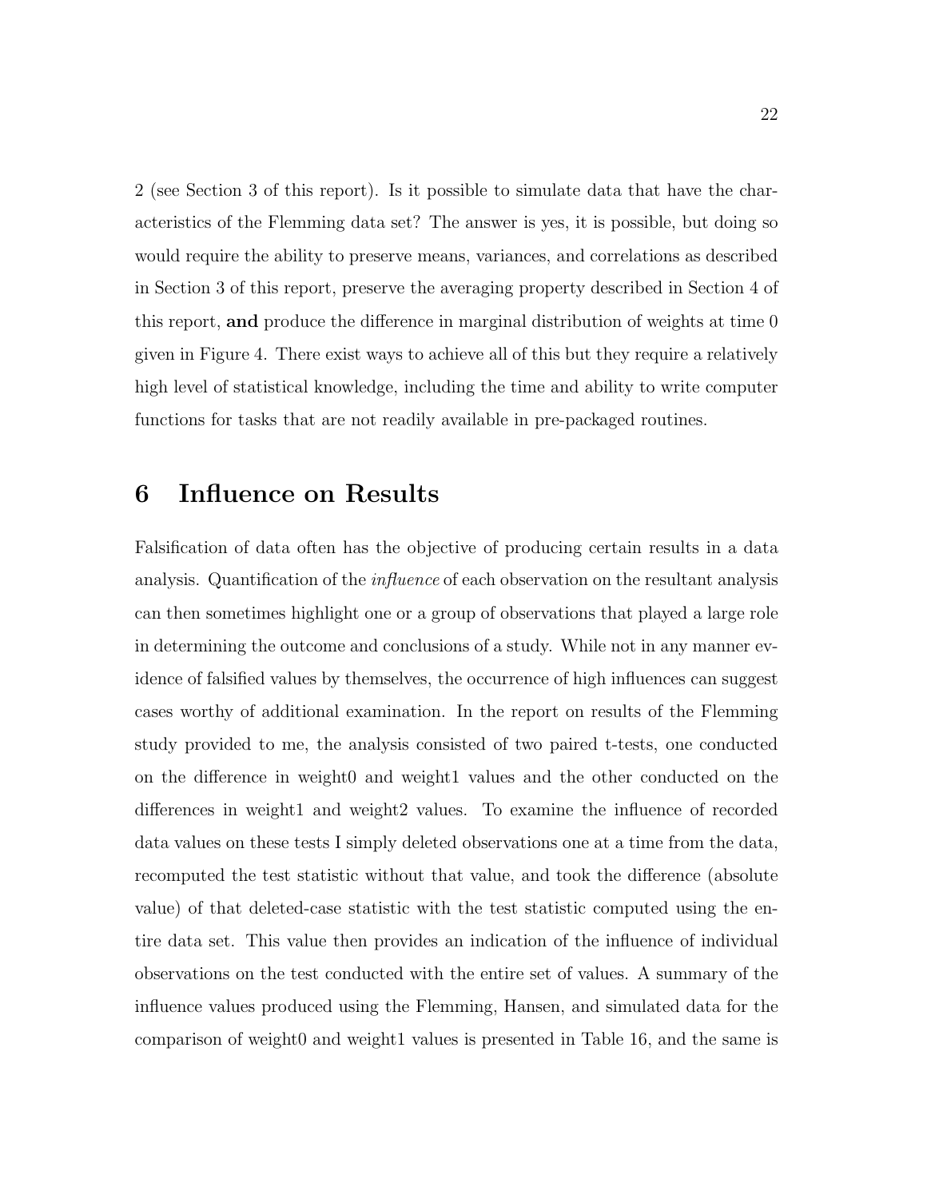2 (see Section 3 of this report). Is it possible to simulate data that have the characteristics of the Flemming data set? The answer is yes, it is possible, but doing so would require the ability to preserve means, variances, and correlations as described in Section 3 of this report, preserve the averaging property described in Section 4 of this report, **and** produce the difference in marginal distribution of weights at time 0 given in Figure 4. There exist ways to achieve all of this but they require a relatively high level of statistical knowledge, including the time and ability to write computer functions for tasks that are not readily available in pre-packaged routines.

# 6 Influence on Results

Falsification of data often has the objective of producing certain results in a data analysis. Quantification of the *influence* of each observation on the resultant analysis can then sometimes highlight one or a group of observations that played a large role in determining the outcome and conclusions of a study. While not in any manner evidence of falsified values by themselves, the occurrence of high influences can suggest cases worthy of additional examination. In the report on results of the Flemming study provided to me, the analysis consisted of two paired t-tests, one conducted on the difference in weight0 and weight1 values and the other conducted on the differences in weight1 and weight2 values. To examine the influence of recorded data values on these tests I simply deleted observations one at a time from the data, recomputed the test statistic without that value, and took the difference (absolute value) of that deleted-case statistic with the test statistic computed using the entire data set. This value then provides an indication of the influence of individual observations on the test conducted with the entire set of values. A summary of the influence values produced using the Flemming, Hansen, and simulated data for the comparison of weight0 and weight1 values is presented in Table 16, and the same is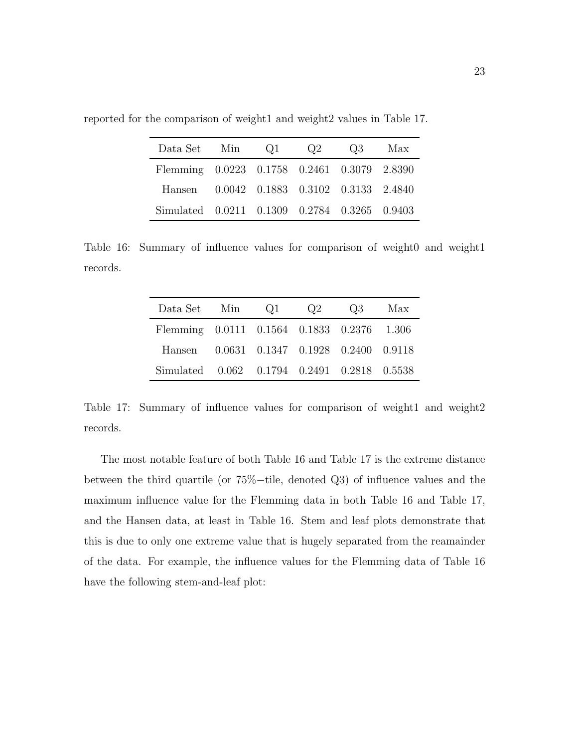reported for the comparison of weight1 and weight2 values in Table 17.

| Data Set | Min | Q1 | Q2 | Q3 | Max |
|---|---|---|---|---|---|
| Flemming | 0.0223 | 0.1758 | 0.2461 | 0.3079 | 2.8390 |
| Hansen | 0.0042 | 0.1883 | 0.3102 | 0.3133 | 2.4840 |
| Simulated | 0.0211 | 0.1309 | 0.2784 | 0.3265 | 0.9403 |

Table 16: Summary of influence values for comparison of weight0 and weight1 records.

| Data Set | Min | Q1 | Q2 | Q3 | Max |
|---|---|---|---|---|---|
| Flemming | 0.0111 | 0.1564 | 0.1833 | 0.2376 | 1.306 |
| Hansen | 0.0631 | 0.1347 | 0.1928 | 0.2400 | 0.9118 |
| Simulated | 0.062 | 0.1794 | 0.2491 | 0.2818 | 0.5538 |

Table 17: Summary of influence values for comparison of weight1 and weight2 records.

The most notable feature of both Table 16 and Table 17 is the extreme distance between the third quartile (or 75%−tile, denoted Q3) of influence values and the maximum influence value for the Flemming data in both Table 16 and Table 17, and the Hansen data, at least in Table 16. Stem and leaf plots demonstrate that this is due to only one extreme value that is hugely separated from the reamainder of the data. For example, the influence values for the Flemming data of Table 16 have the following stem-and-leaf plot: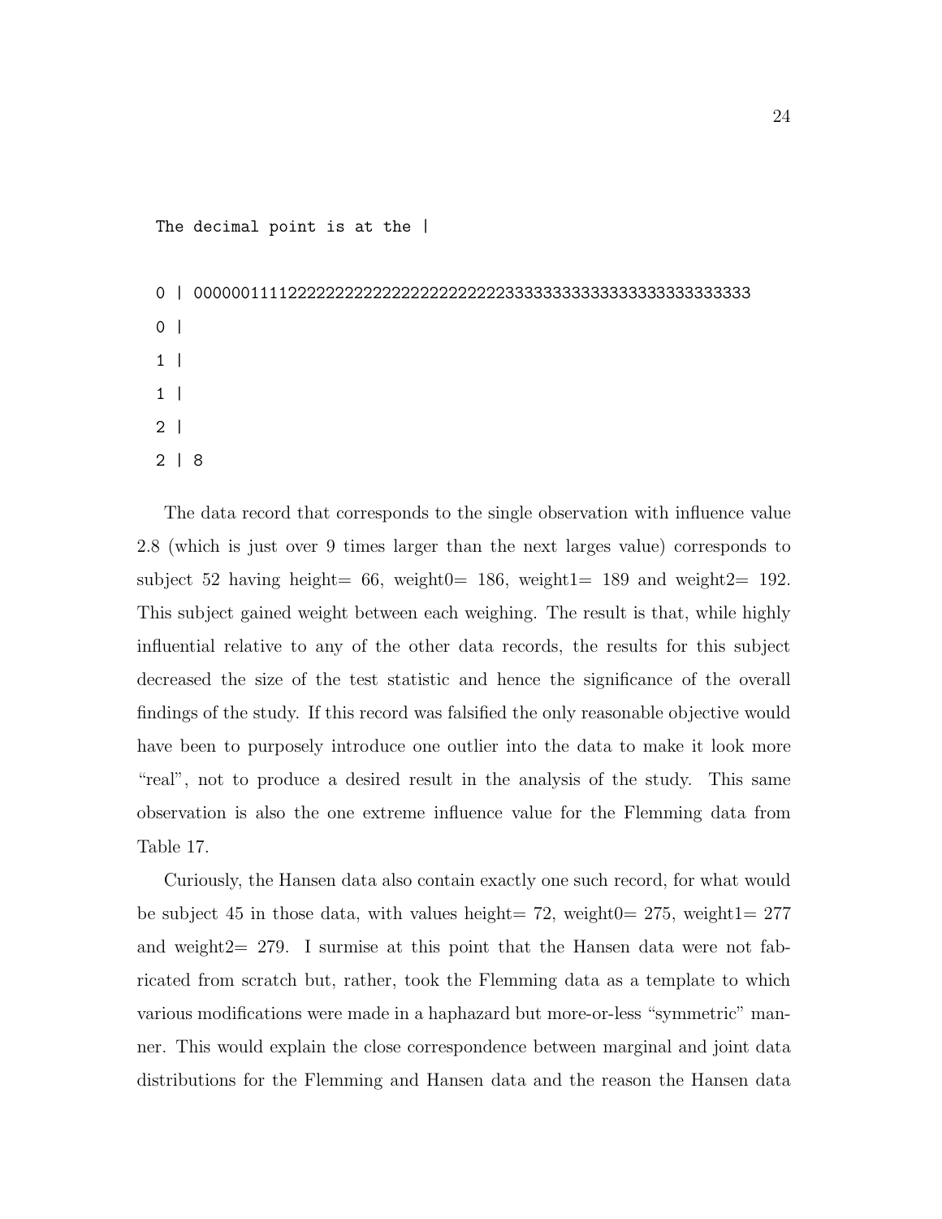```
The decimal point is at the |

0 | 000000111122222222222222222222222222233333333333333333333333333
0 |
1 |
1 |
2 |
2 | 8
```

The data record that corresponds to the single observation with influence value 2.8 (which is just over 9 times larger than the next larges value) corresponds to subject 52 having height= 66, weight0= 186, weight1= 189 and weight2= 192. This subject gained weight between each weighing. The result is that, while highly influential relative to any of the other data records, the results for this subject decreased the size of the test statistic and hence the significance of the overall findings of the study. If this record was falsified the only reasonable objective would have been to purposely introduce one outlier into the data to make it look more "real", not to produce a desired result in the analysis of the study. This same observation is also the one extreme influence value for the Flemming data from Table 17.

Curiously, the Hansen data also contain exactly one such record, for what would be subject 45 in those data, with values height= 72, weight0= 275, weight1= 277 and weight2= 279. I surmise at this point that the Hansen data were not fabricated from scratch but, rather, took the Flemming data as a template to which various modifications were made in a haphazard but more-or-less "symmetric" manner. This would explain the close correspondence between marginal and joint data distributions for the Flemming and Hansen data and the reason the Hansen data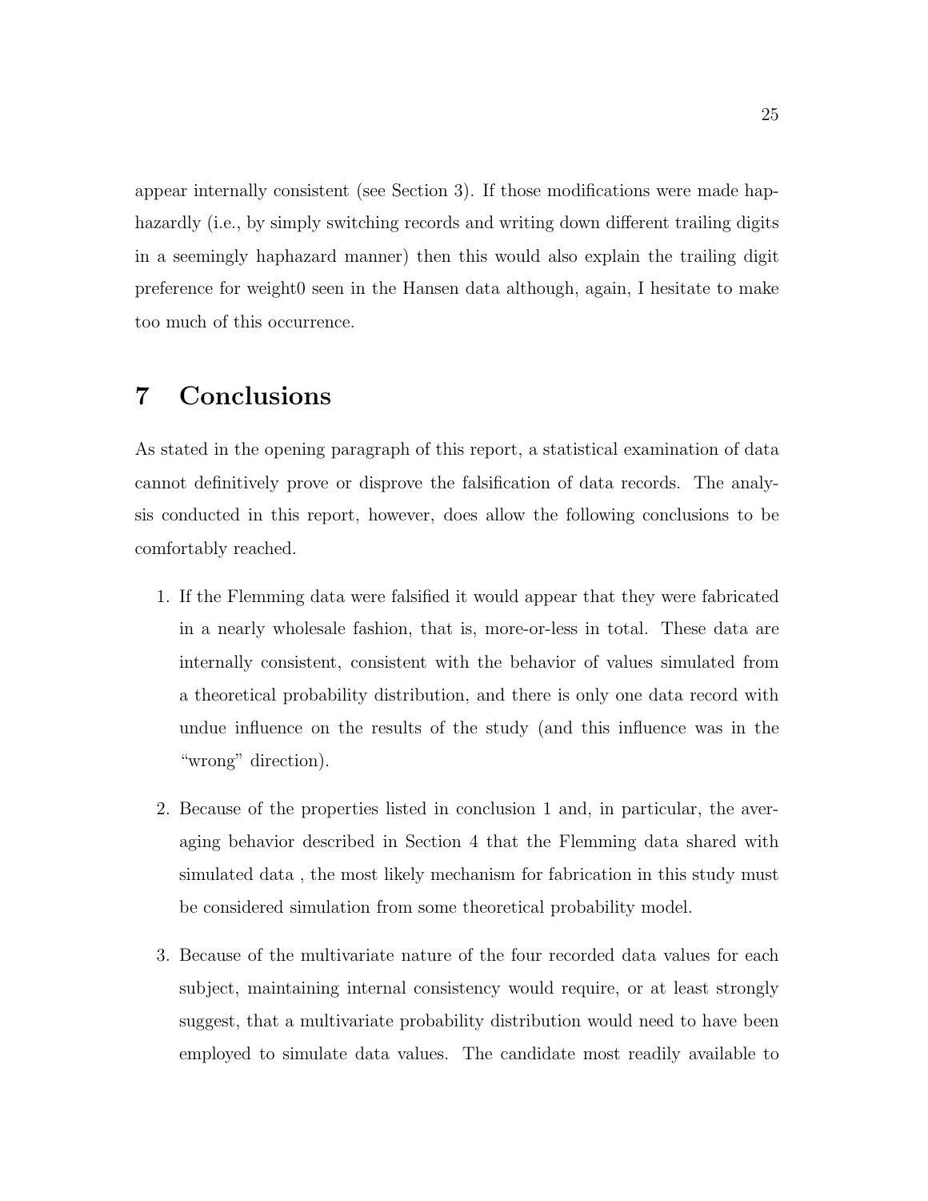appear internally consistent (see Section 3). If those modifications were made haphazardly (i.e., by simply switching records and writing down different trailing digits in a seemingly haphazard manner) then this would also explain the trailing digit preference for weight0 seen in the Hansen data although, again, I hesitate to make too much of this occurrence.

# 7 Conclusions

As stated in the opening paragraph of this report, a statistical examination of data cannot definitively prove or disprove the falsification of data records. The analysis conducted in this report, however, does allow the following conclusions to be comfortably reached.

1. If the Flemming data were falsified it would appear that they were fabricated in a nearly wholesale fashion, that is, more-or-less in total. These data are internally consistent, consistent with the behavior of values simulated from a theoretical probability distribution, and there is only one data record with undue influence on the results of the study (and this influence was in the "wrong" direction).

2. Because of the properties listed in conclusion 1 and, in particular, the averaging behavior described in Section 4 that the Flemming data shared with simulated data , the most likely mechanism for fabrication in this study must be considered simulation from some theoretical probability model.

3. Because of the multivariate nature of the four recorded data values for each subject, maintaining internal consistency would require, or at least strongly suggest, that a multivariate probability distribution would need to have been employed to simulate data values. The candidate most readily available to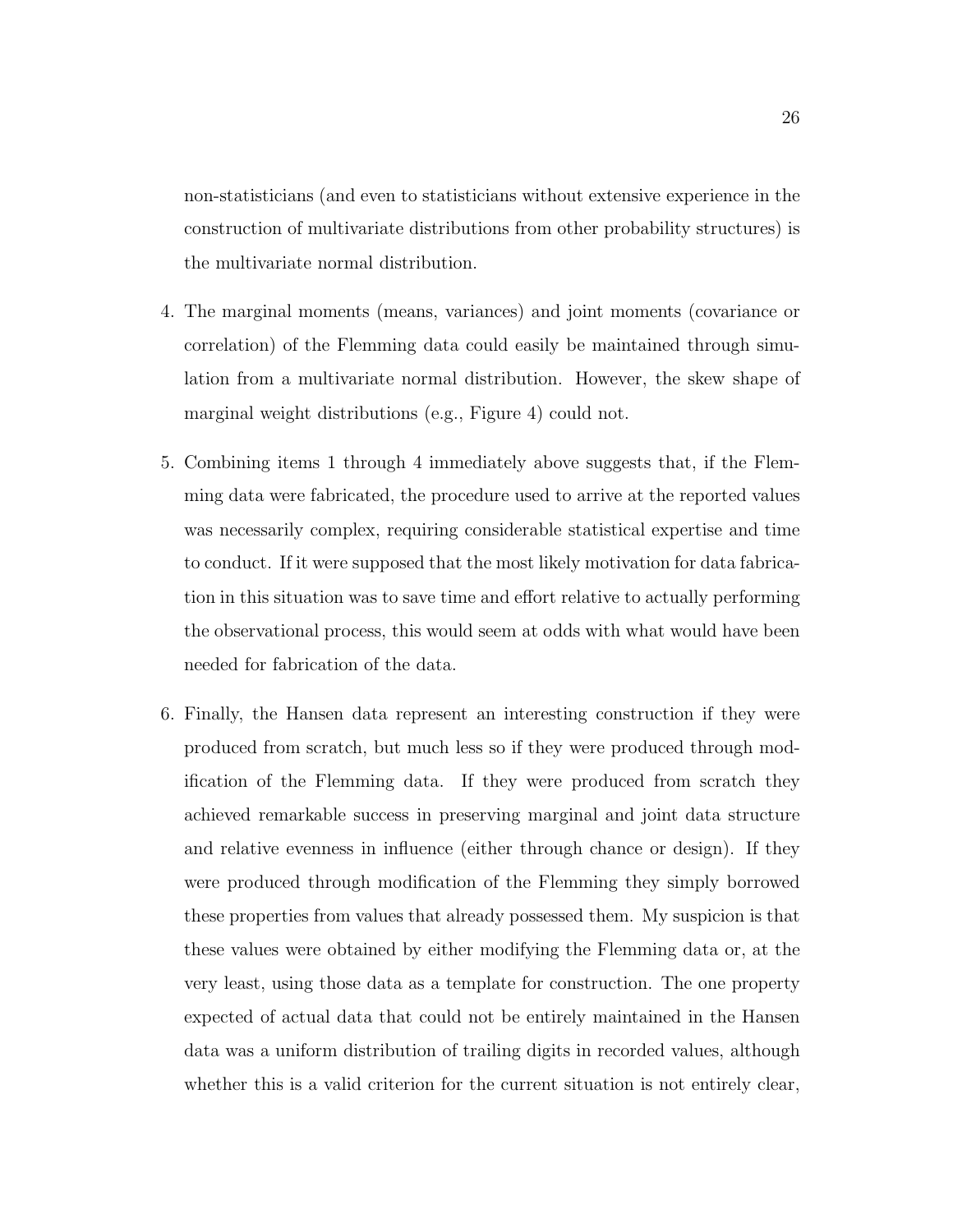non-statisticians (and even to statisticians without extensive experience in the construction of multivariate distributions from other probability structures) is the multivariate normal distribution.

4. The marginal moments (means, variances) and joint moments (covariance or correlation) of the Flemming data could easily be maintained through simulation from a multivariate normal distribution. However, the skew shape of marginal weight distributions (e.g., Figure 4) could not.

5. Combining items 1 through 4 immediately above suggests that, if the Flemming data were fabricated, the procedure used to arrive at the reported values was necessarily complex, requiring considerable statistical expertise and time to conduct. If it were supposed that the most likely motivation for data fabrication in this situation was to save time and effort relative to actually performing the observational process, this would seem at odds with what would have been needed for fabrication of the data.

6. Finally, the Hansen data represent an interesting construction if they were produced from scratch, but much less so if they were produced through modification of the Flemming data. If they were produced from scratch they achieved remarkable success in preserving marginal and joint data structure and relative evenness in influence (either through chance or design). If they were produced through modification of the Flemming they simply borrowed these properties from values that already possessed them. My suspicion is that these values were obtained by either modifying the Flemming data or, at the very least, using those data as a template for construction. The one property expected of actual data that could not be entirely maintained in the Hansen data was a uniform distribution of trailing digits in recorded values, although whether this is a valid criterion for the current situation is not entirely clear,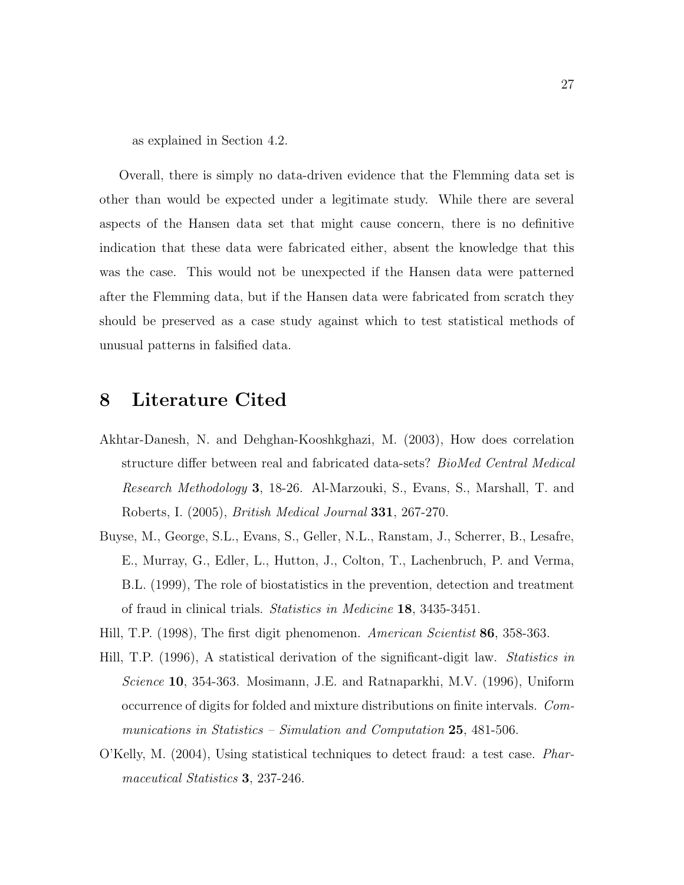as explained in Section 4.2.

Overall, there is simply no data-driven evidence that the Flemming data set is other than would be expected under a legitimate study. While there are several aspects of the Hansen data set that might cause concern, there is no definitive indication that these data were fabricated either, absent the knowledge that this was the case. This would not be unexpected if the Hansen data were patterned after the Flemming data, but if the Hansen data were fabricated from scratch they should be preserved as a case study against which to test statistical methods of unusual patterns in falsified data.

# 8 Literature Cited

Akhtar-Danesh, N. and Dehghan-Kooshkghazi, M. (2003), How does correlation structure differ between real and fabricated data-sets? *BioMed Central Medical Research Methodology* **3**, 18-26. Al-Marzouki, S., Evans, S., Marshall, T. and Roberts, I. (2005), *British Medical Journal* **331**, 267-270.

Buyse, M., George, S.L., Evans, S., Geller, N.L., Ranstam, J., Scherrer, B., Lesafre, E., Murray, G., Edler, L., Hutton, J., Colton, T., Lachenbruch, P. and Verma, B.L. (1999), The role of biostatistics in the prevention, detection and treatment of fraud in clinical trials. *Statistics in Medicine* **18**, 3435-3451.

Hill, T.P. (1998), The first digit phenomenon. *American Scientist* **86**, 358-363.

Hill, T.P. (1996), A statistical derivation of the significant-digit law. *Statistics in Science* **10**, 354-363. Mosimann, J.E. and Ratnaparkhi, M.V. (1996), Uniform occurrence of digits for folded and mixture distributions on finite intervals. *Communications in Statistics – Simulation and Computation* **25**, 481-506.

O'Kelly, M. (2004), Using statistical techniques to detect fraud: a test case. *Pharmaceutical Statistics* **3**, 237-246.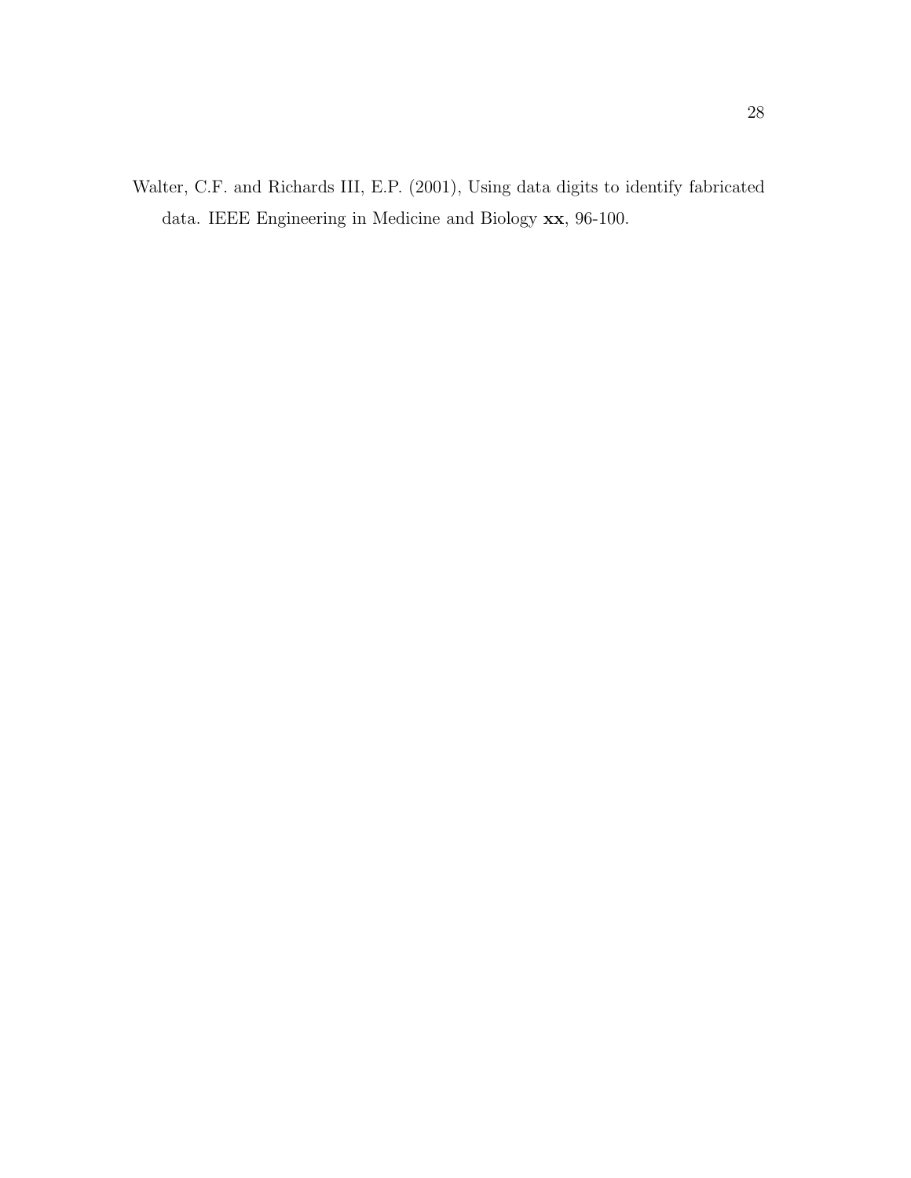Walter, C.F. and Richards III, E.P. (2001), Using data digits to identify fabricated data. IEEE Engineering in Medicine and Biology **xx**, 96-100.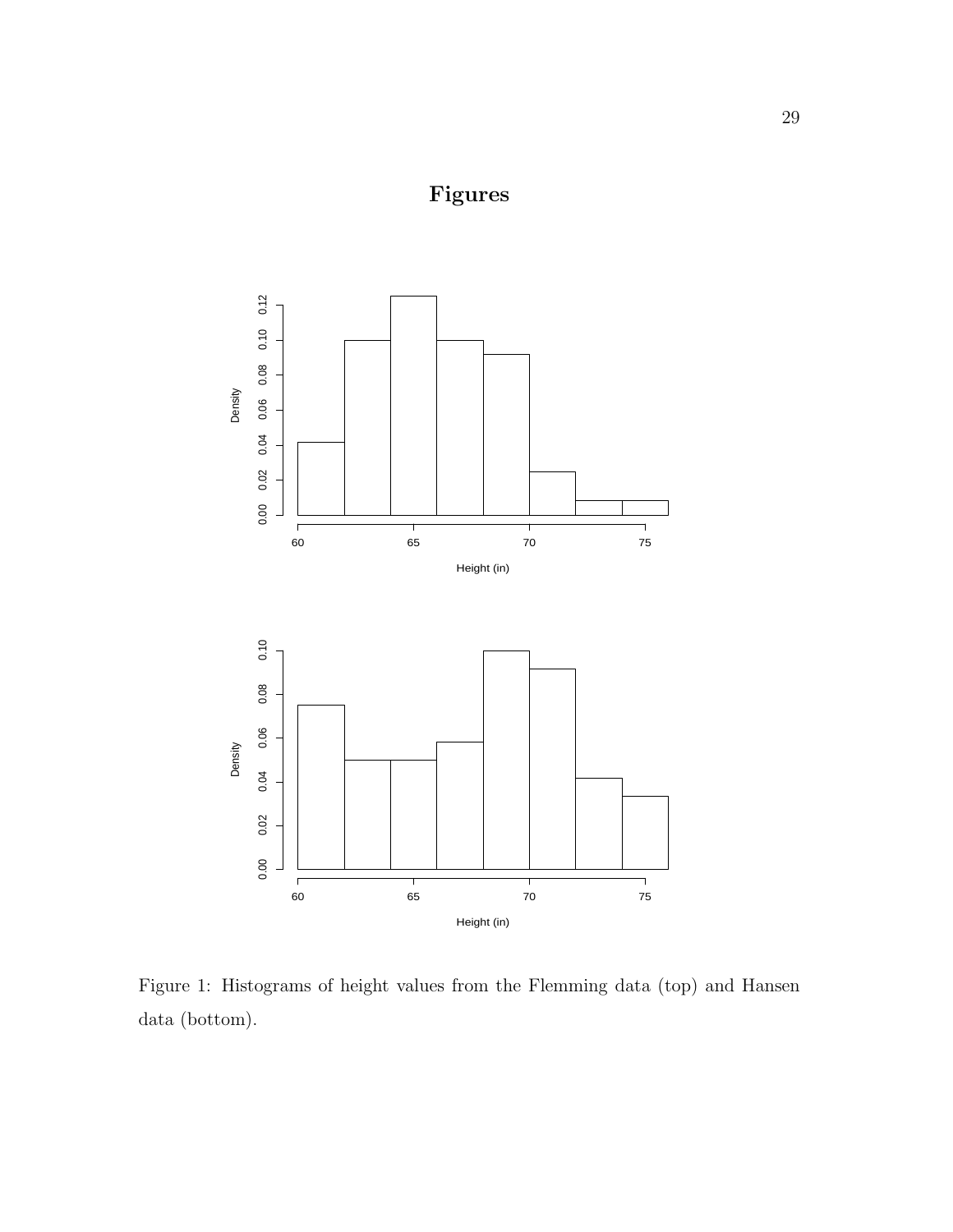# Figures

Figure 1: Histograms of height values from the Flemming data (top) and Hansen data (bottom).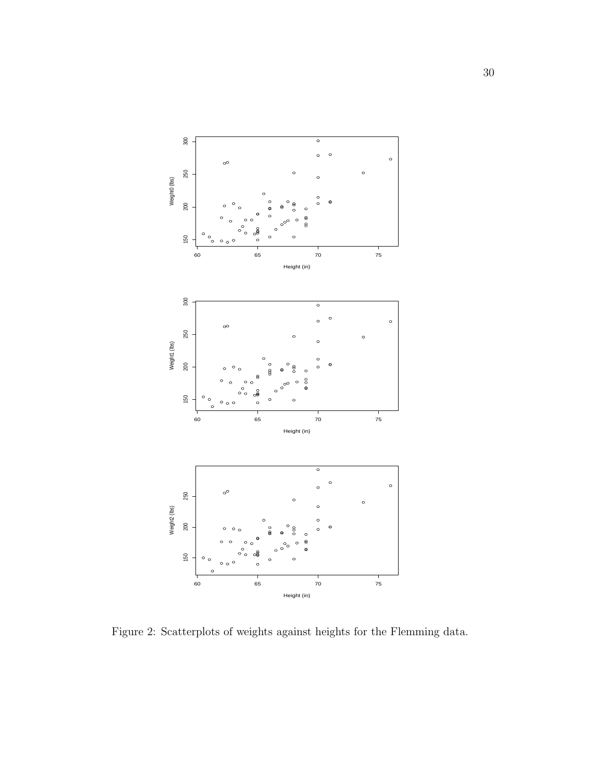Figure 2: Scatterplots of weights against heights for the Flemming data.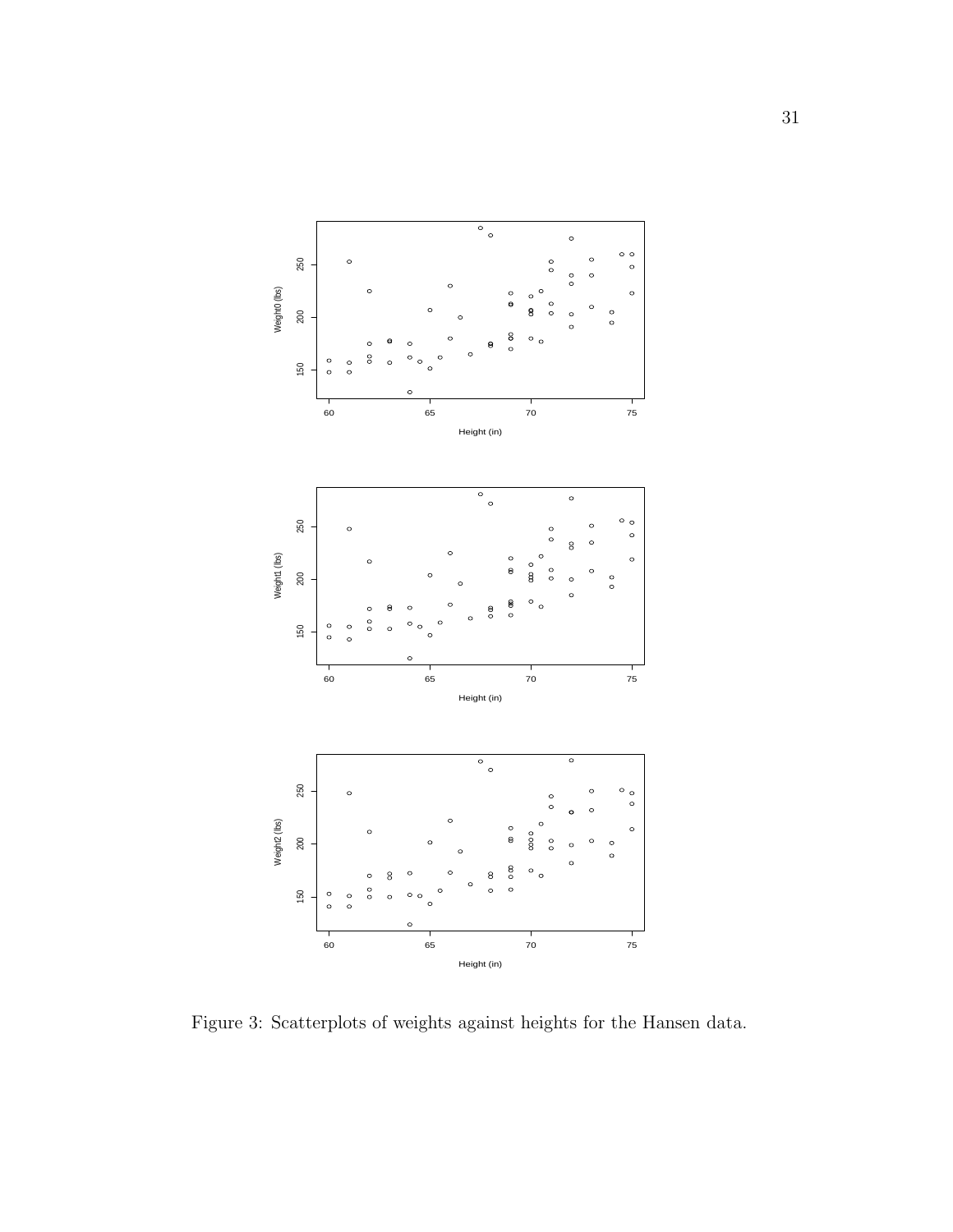Figure 3: Scatterplots of weights against heights for the Hansen data.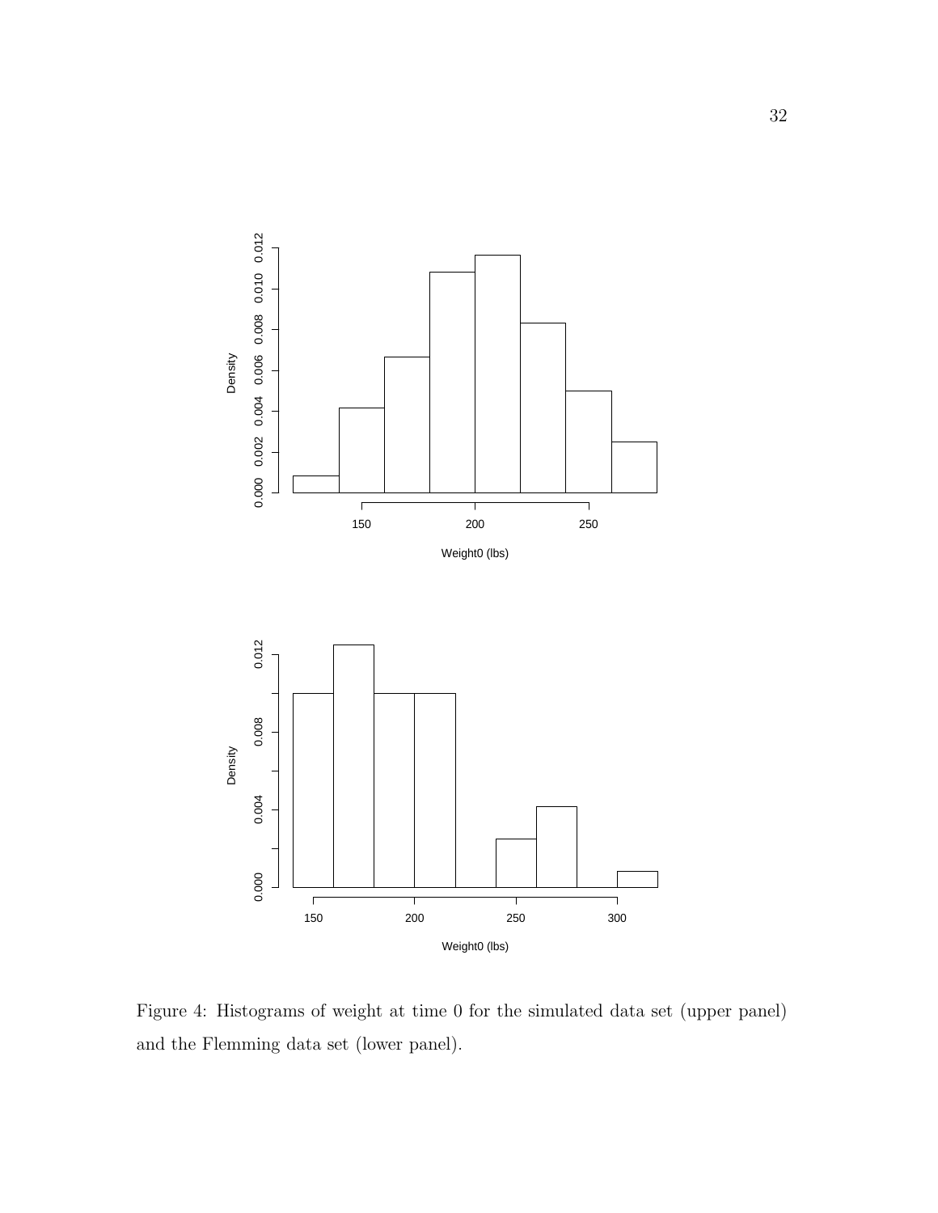Figure 4: Histograms of weight at time 0 for the simulated data set (upper panel) and the Flemming data set (lower panel).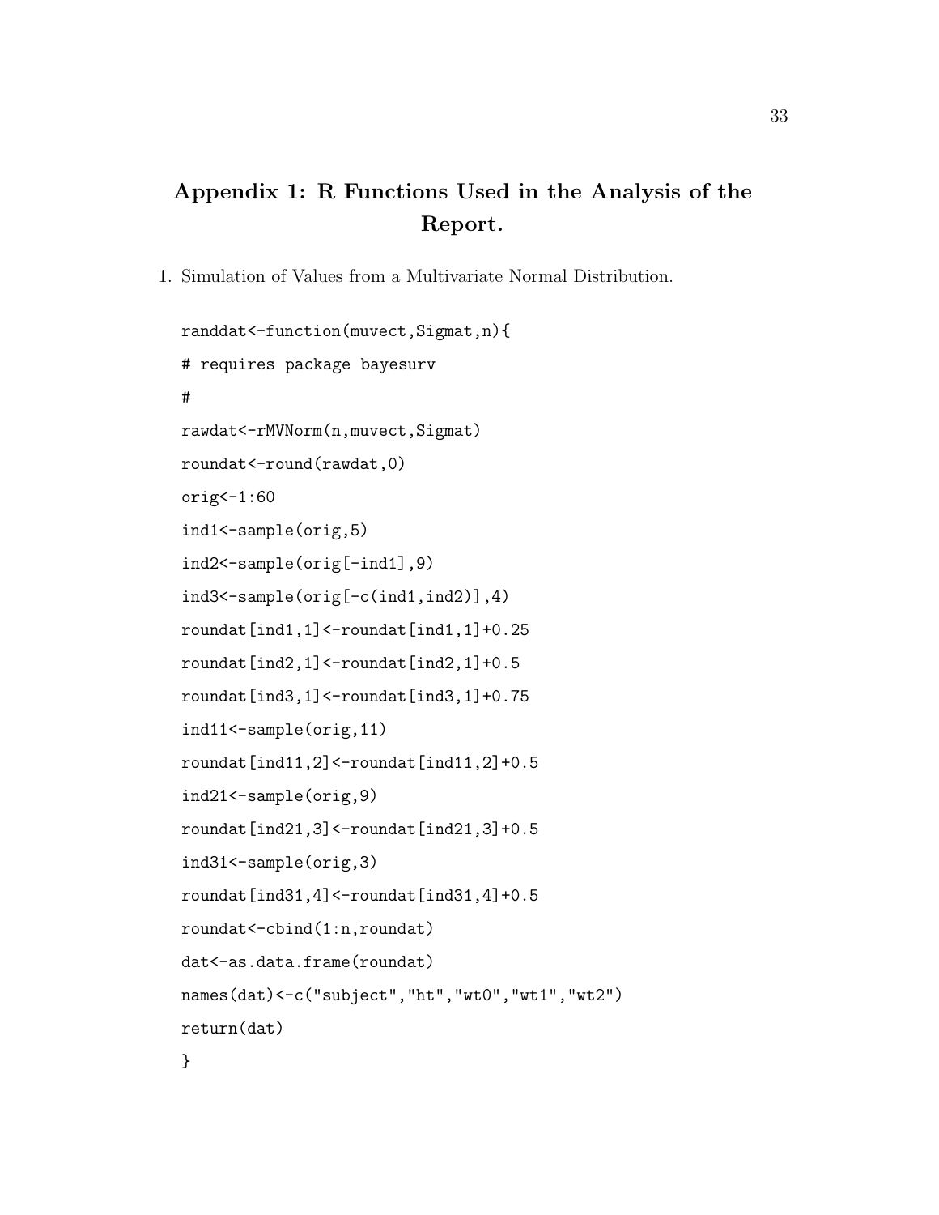# Appendix 1: R Functions Used in the Analysis of the Report.

1. Simulation of Values from a Multivariate Normal Distribution.

```
randdat<-function(muvect,Sigmat,n){
# requires package bayesurv
#
rawdat<-rMVNorm(n,muvect,Sigmat)
roundat<-round(rawdat,0)
orig<-1:60
ind1<-sample(orig,5)
ind2<-sample(orig[-ind1],9)
ind3<-sample(orig[-c(ind1,ind2)],4)
roundat[ind1,1]<-roundat[ind1,1]+0.25
roundat[ind2,1]<-roundat[ind2,1]+0.5
roundat[ind3,1]<-roundat[ind3,1]+0.75
ind11<-sample(orig,11)
roundat[ind11,2]<-roundat[ind11,2]+0.5
ind21<-sample(orig,9)
roundat[ind21,3]<-roundat[ind21,3]+0.5
ind31<-sample(orig,3)
roundat[ind31,4]<-roundat[ind31,4]+0.5
roundat<-cbind(1:n,roundat)
dat<-as.data.frame(roundat)
names(dat)<-c("subject","ht","wt0","wt1","wt2")
return(dat)
}
```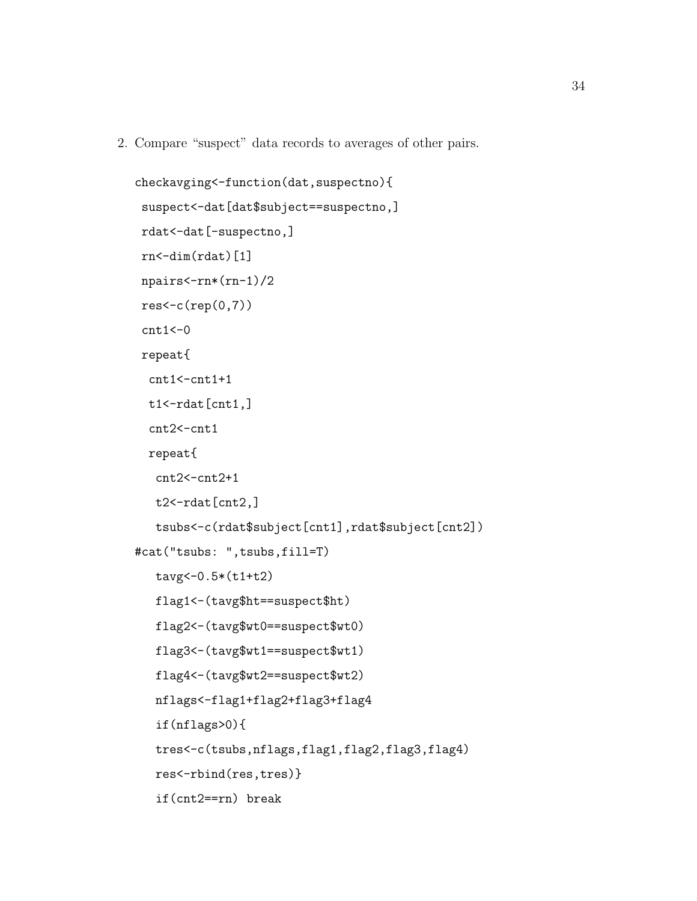2. Compare "suspect" data records to averages of other pairs.

```
checkavging<-function(dat,suspectno){
 suspect<-dat[dat$subject==suspectno,]
 rdat<-dat[-suspectno,]
 rn<-dim(rdat)[1]
 npairs<-rn*(rn-1)/2
 res<-c(rep(0,7))
 cnt1<-0
 repeat{
  cnt1<-cnt1+1
  t1<-rdat[cnt1,]
  cnt2<-cnt1
  repeat{
   cnt2<-cnt2+1
   t2<-rdat[cnt2,]
   tsubs<-c(rdat$subject[cnt1],rdat$subject[cnt2])
#cat("tsubs: ",tsubs,fill=T)
   tavg<-0.5*(t1+t2)
   flag1<-(tavg$ht==suspect$ht)
   flag2<-(tavg$wt0==suspect$wt0)
   flag3<-(tavg$wt1==suspect$wt1)
   flag4<-(tavg$wt2==suspect$wt2)
   nflags<-flag1+flag2+flag3+flag4
   if(nflags>0){
   tres<-c(tsubs,nflags,flag1,flag2,flag3,flag4)
   res<-rbind(res,tres)}
   if(cnt2==rn) break
```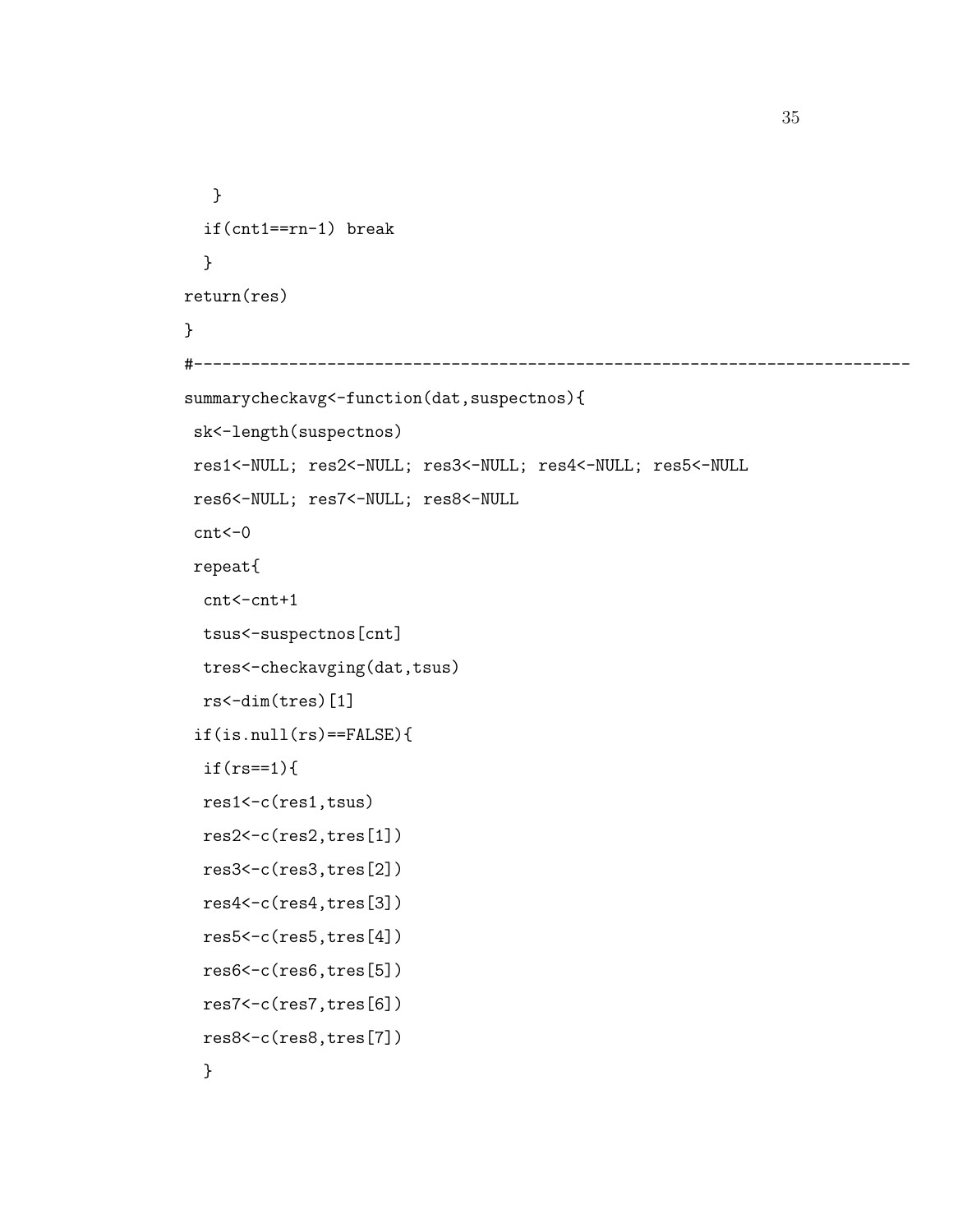```
   }
  if(cnt1==rn-1) break
  }
return(res)
}
#-------------------------------------------------------------------------
summarycheckavg<-function(dat,suspectnos){
 sk<-length(suspectnos)
 res1<-NULL; res2<-NULL; res3<-NULL; res4<-NULL; res5<-NULL
 res6<-NULL; res7<-NULL; res8<-NULL
 cnt<-0
 repeat{
  cnt<-cnt+1
  tsus<-suspectnos[cnt]
  tres<-checkavging(dat,tsus)
  rs<-dim(tres)[1]
 if(is.null(rs)==FALSE){
  if(rs==1){
  res1<-c(res1,tsus)
  res2<-c(res2,tres[1])
  res3<-c(res3,tres[2])
  res4<-c(res4,tres[3])
  res5<-c(res5,tres[4])
  res6<-c(res6,tres[5])
  res7<-c(res7,tres[6])
  res8<-c(res8,tres[7])
  }
```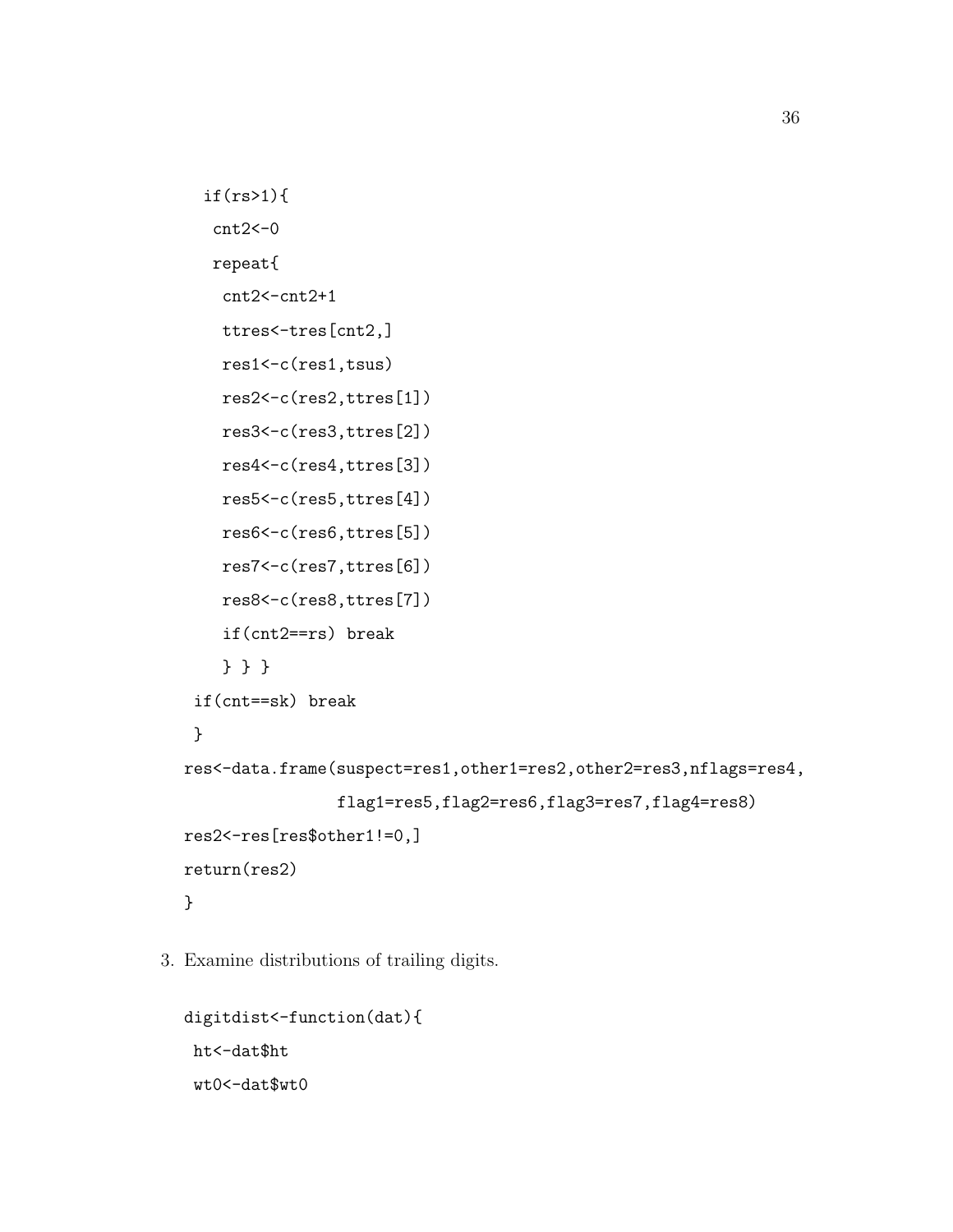```
    if(rs>1){
     cnt2<-0
     repeat{
      cnt2<-cnt2+1
      ttres<-tres[cnt2,]
      res1<-c(res1,tsus)
      res2<-c(res2,ttres[1])
      res3<-c(res3,ttres[2])
      res4<-c(res4,ttres[3])
      res5<-c(res5,ttres[4])
      res6<-c(res6,ttres[5])
      res7<-c(res7,ttres[6])
      res8<-c(res8,ttres[7])
      if(cnt2==rs) break
      } } }
  if(cnt==sk) break
  }
 res<-data.frame(suspect=res1,other1=res2,other2=res3,nflags=res4,
                 flag1=res5,flag2=res6,flag3=res7,flag4=res8)
 res2<-res[res$other1!=0,]
 return(res2)
 }
```

3. Examine distributions of trailing digits.

```
 digitdist<-function(dat){
  ht<-dat$ht
  wt0<-dat$wt0
```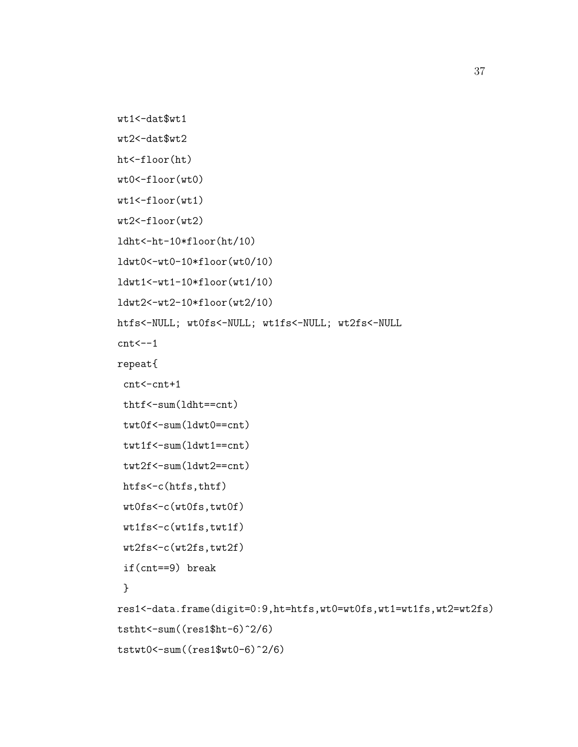```
wt1<-dat$wt1
wt2<-dat$wt2
ht<-floor(ht)
wt0<-floor(wt0)
wt1<-floor(wt1)
wt2<-floor(wt2)
ldht<-ht-10*floor(ht/10)
ldwt0<-wt0-10*floor(wt0/10)
ldwt1<-wt1-10*floor(wt1/10)
ldwt2<-wt2-10*floor(wt2/10)
htfs<-NULL; wt0fs<-NULL; wt1fs<-NULL; wt2fs<-NULL
cnt<--1
repeat{
 cnt<-cnt+1
 thtf<-sum(ldht==cnt)
 twt0f<-sum(ldwt0==cnt)
 twt1f<-sum(ldwt1==cnt)
 twt2f<-sum(ldwt2==cnt)
 htfs<-c(htfs,thtf)
 wt0fs<-c(wt0fs,twt0f)
 wt1fs<-c(wt1fs,twt1f)
 wt2fs<-c(wt2fs,twt2f)
 if(cnt==9) break
 }
res1<-data.frame(digit=0:9,ht=htfs,wt0=wt0fs,wt1=wt1fs,wt2=wt2fs)
tstht<-sum((res1$ht-6)^2/6)
tstwt0<-sum((res1$wt0-6)^2/6)
```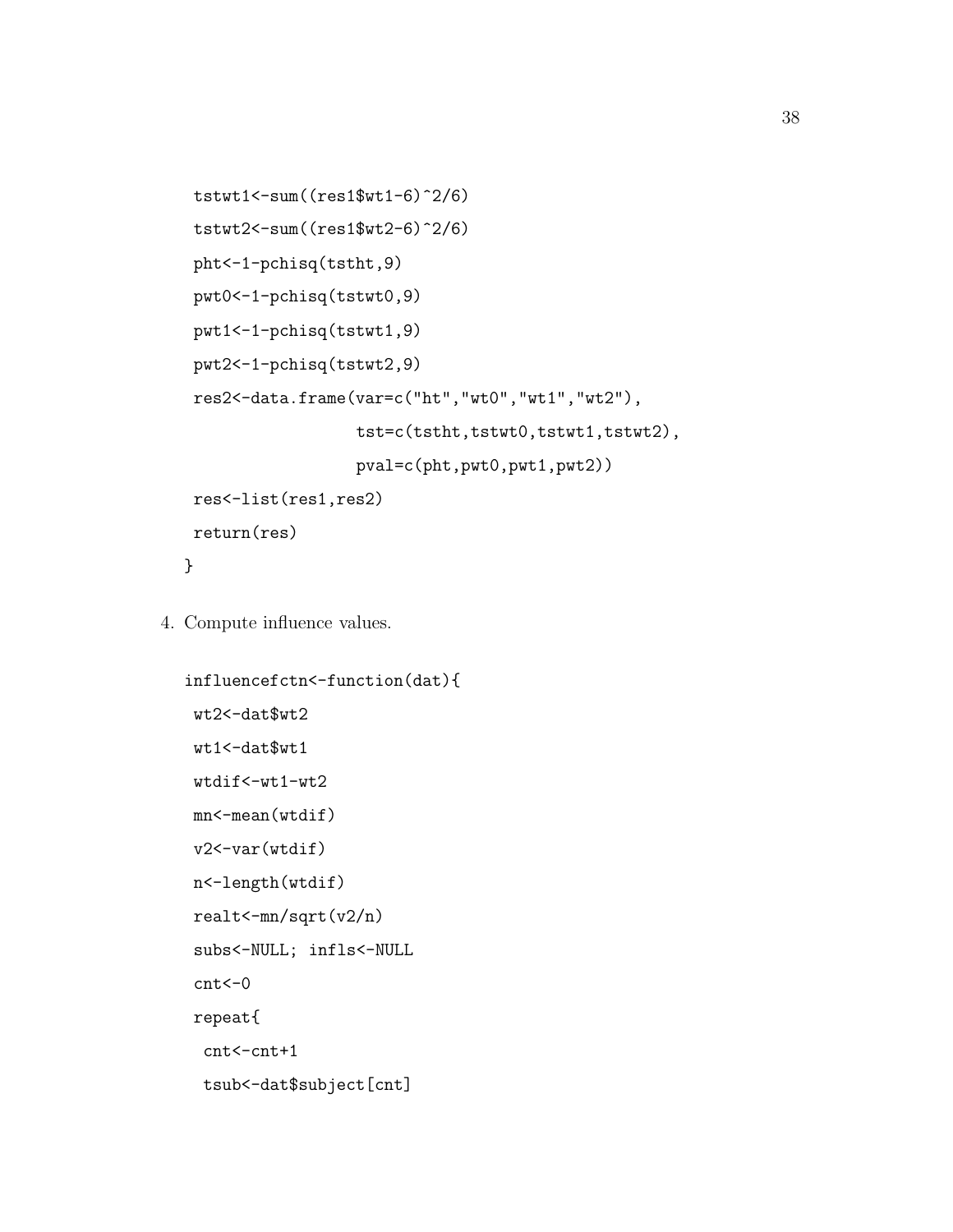```
 tstwt1<-sum((res1$wt1-6)^2/6)
 tstwt2<-sum((res1$wt2-6)^2/6)
 pht<-1-pchisq(tstht,9)
 pwt0<-1-pchisq(tstwt0,9)
 pwt1<-1-pchisq(tstwt1,9)
 pwt2<-1-pchisq(tstwt2,9)
 res2<-data.frame(var=c("ht","wt0","wt1","wt2"),
                  tst=c(tstht,tstwt0,tstwt1,tstwt2),
                  pval=c(pht,pwt0,pwt1,pwt2))
 res<-list(res1,res2)
 return(res)
}
```

4. Compute influence values.

```
influencefctn<-function(dat){
 wt2<-dat$wt2
 wt1<-dat$wt1
 wtdif<-wt1-wt2
 mn<-mean(wtdif)
 v2<-var(wtdif)
 n<-length(wtdif)
 realt<-mn/sqrt(v2/n)
 subs<-NULL; infls<-NULL
 cnt<-0
 repeat{
  cnt<-cnt+1
  tsub<-dat$subject[cnt]
```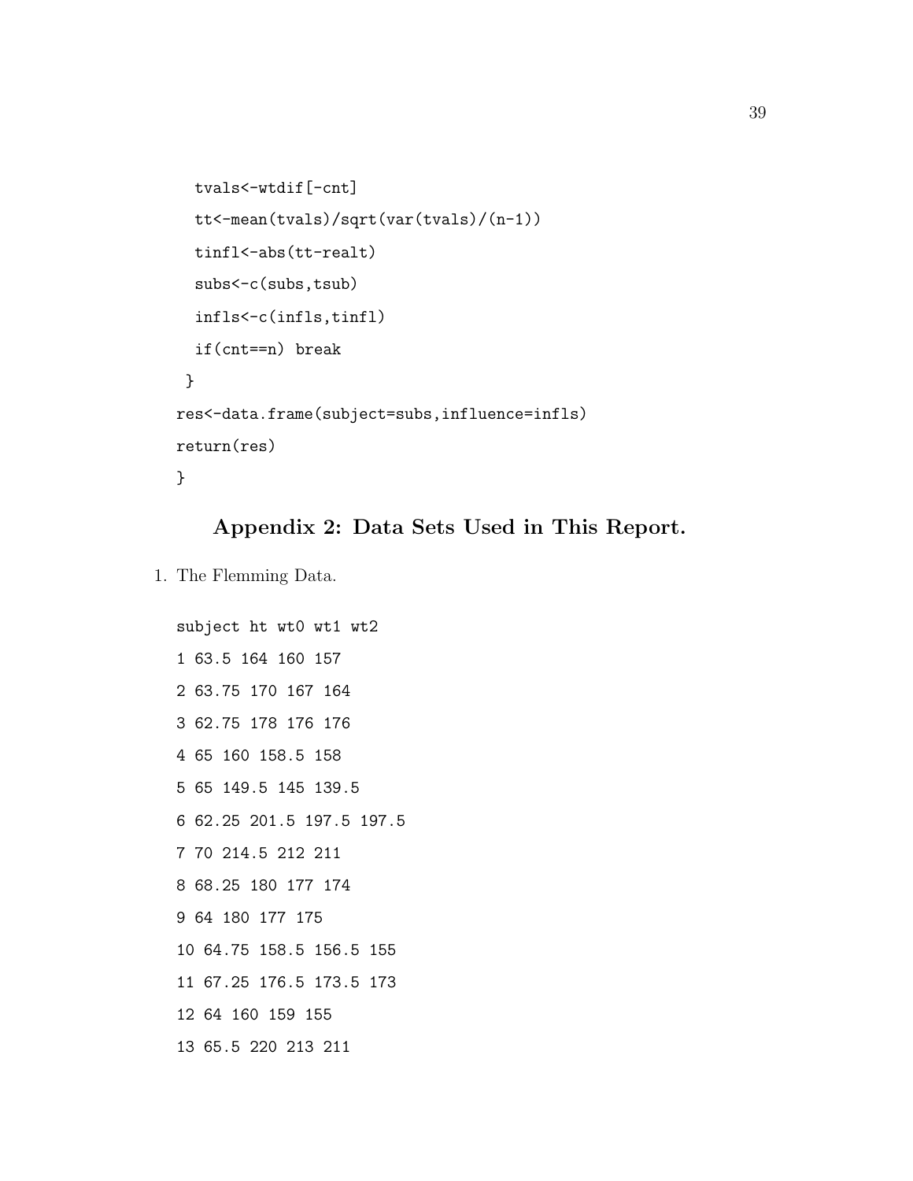```
  tvals<-wtdif[-cnt]
  tt<-mean(tvals)/sqrt(var(tvals)/(n-1))
  tinfl<-abs(tt-realt)
  subs<-c(subs,tsub)
  infls<-c(infls,tinfl)
  if(cnt==n) break
 }
res<-data.frame(subject=subs,influence=infls)
return(res)
}
```

## Appendix 2: Data Sets Used in This Report.

1. The Flemming Data.

```
subject ht wt0 wt1 wt2
1 63.5 164 160 157
2 63.75 170 167 164
3 62.75 178 176 176
4 65 160 158.5 158
5 65 149.5 145 139.5
6 62.25 201.5 197.5 197.5
7 70 214.5 212 211
8 68.25 180 177 174
9 64 180 177 175
10 64.75 158.5 156.5 155
11 67.25 176.5 173.5 173
12 64 160 159 155
13 65.5 220 213 211
```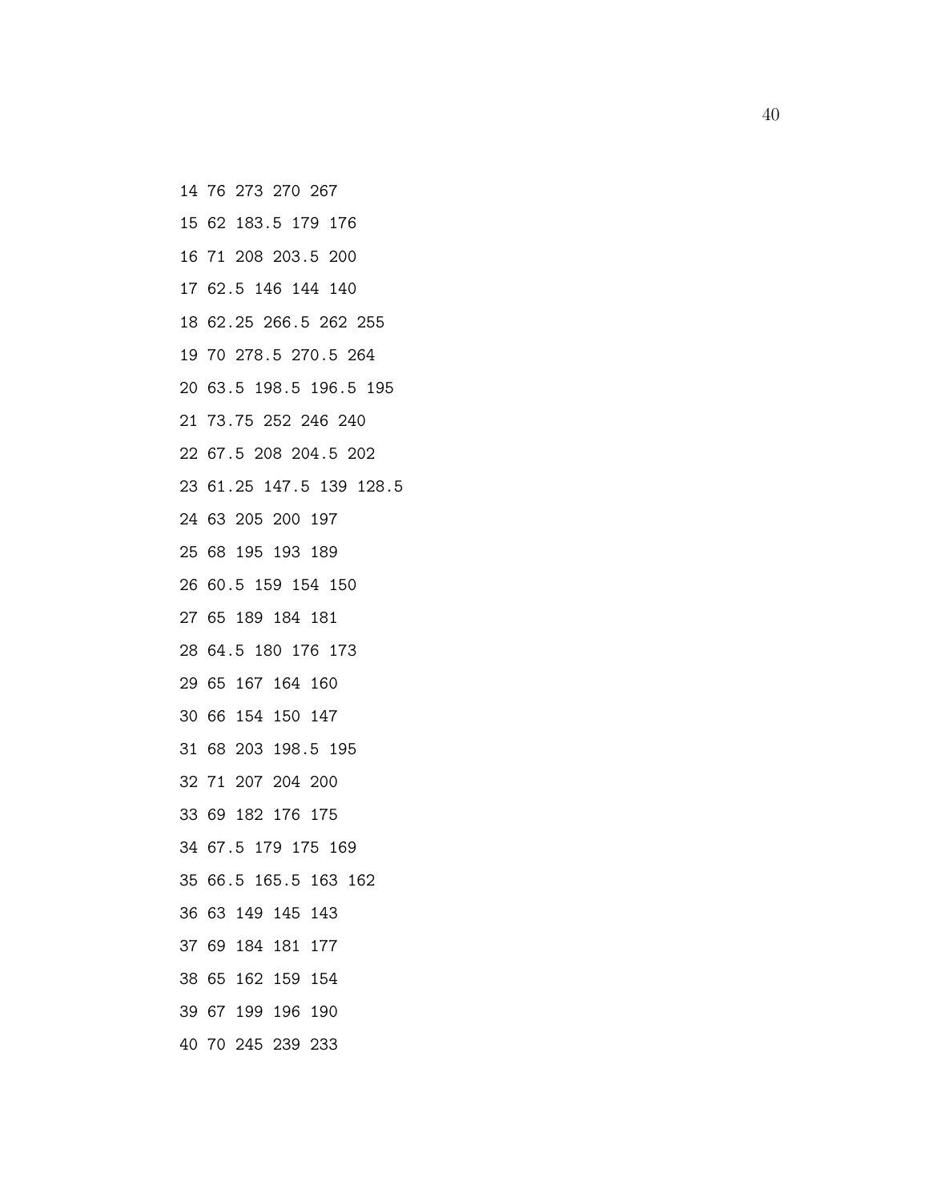```
14 76 273 270 267
15 62 183.5 179 176
16 71 208 203.5 200
17 62.5 146 144 140
18 62.25 266.5 262 255
19 70 278.5 270.5 264
20 63.5 198.5 196.5 195
21 73.75 252 246 240
22 67.5 208 204.5 202
23 61.25 147.5 139 128.5
24 63 205 200 197
25 68 195 193 189
26 60.5 159 154 150
27 65 189 184 181
28 64.5 180 176 173
29 65 167 164 160
30 66 154 150 147
31 68 203 198.5 195
32 71 207 204 200
33 69 182 176 175
34 67.5 179 175 169
35 66.5 165.5 163 162
36 63 149 145 143
37 69 184 181 177
38 65 162 159 154
39 67 199 196 190
40 70 245 239 233
```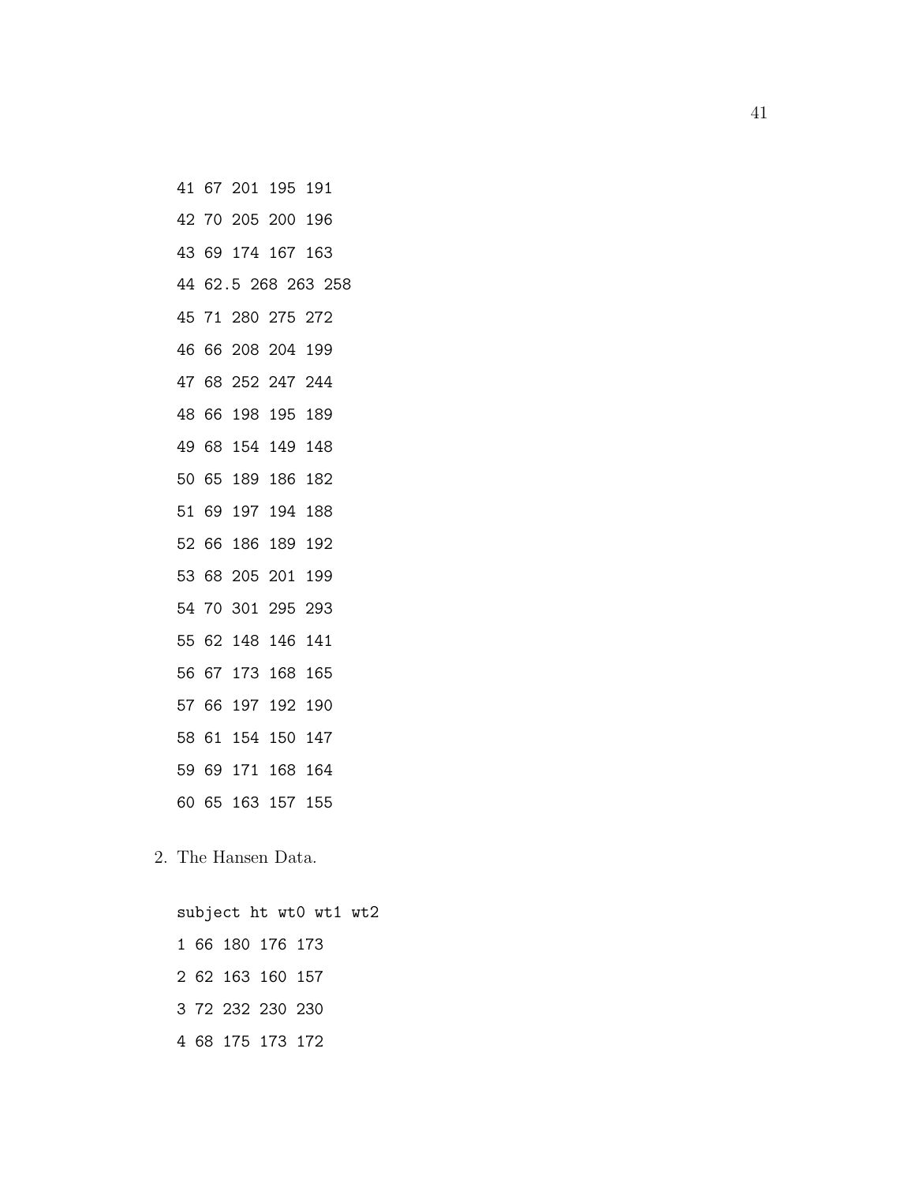```
41 67 201 195 191
42 70 205 200 196
43 69 174 167 163
44 62.5 268 263 258
45 71 280 275 272
46 66 208 204 199
47 68 252 247 244
48 66 198 195 189
49 68 154 149 148
50 65 189 186 182
51 69 197 194 188
52 66 186 189 192
53 68 205 201 199
54 70 301 295 293
55 62 148 146 141
56 67 173 168 165
57 66 197 192 190
58 61 154 150 147
59 69 171 168 164
60 65 163 157 155
```

2. The Hansen Data.

```
subject ht wt0 wt1 wt2
1 66 180 176 173
2 62 163 160 157
3 72 232 230 230
4 68 175 173 172
```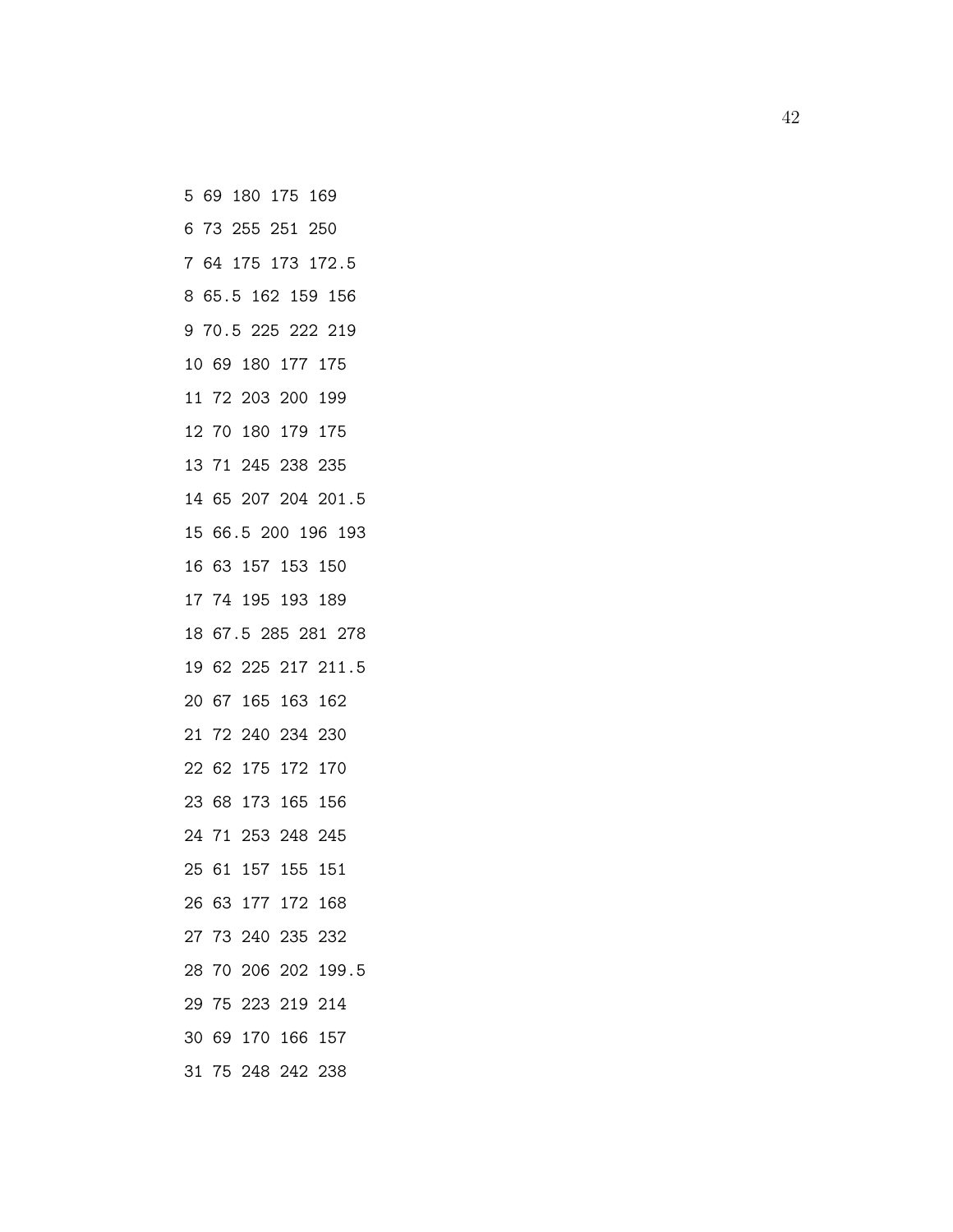5 69 180 175 169

6 73 255 251 250

7 64 175 173 172.5

8 65.5 162 159 156

9 70.5 225 222 219

10 69 180 177 175

11 72 203 200 199

12 70 180 179 175

13 71 245 238 235

14 65 207 204 201.5

15 66.5 200 196 193

16 63 157 153 150

17 74 195 193 189

18 67.5 285 281 278

19 62 225 217 211.5

20 67 165 163 162

21 72 240 234 230

22 62 175 172 170

23 68 173 165 156

24 71 253 248 245

25 61 157 155 151

26 63 177 172 168

27 73 240 235 232

28 70 206 202 199.5

29 75 223 219 214

30 69 170 166 157

31 75 248 242 238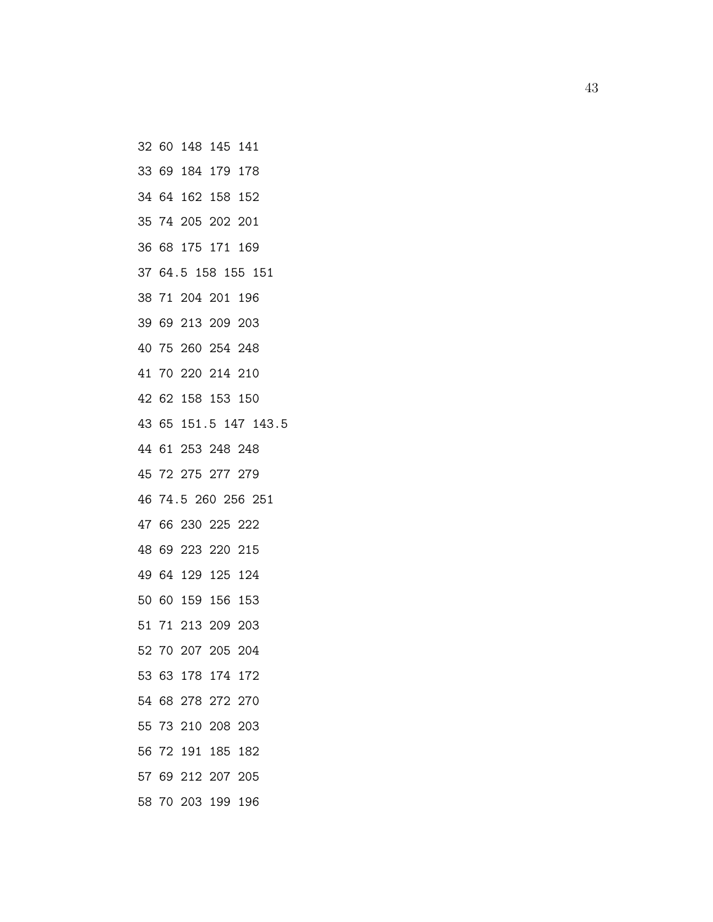32 60 148 145 141

33 69 184 179 178

34 64 162 158 152

35 74 205 202 201

36 68 175 171 169

37 64.5 158 155 151

38 71 204 201 196

39 69 213 209 203

40 75 260 254 248

41 70 220 214 210

42 62 158 153 150

43 65 151.5 147 143.5

44 61 253 248 248

45 72 275 277 279

46 74.5 260 256 251

47 66 230 225 222

48 69 223 220 215

49 64 129 125 124

50 60 159 156 153

51 71 213 209 203

52 70 207 205 204

53 63 178 174 172

54 68 278 272 270

55 73 210 208 203

56 72 191 185 182

57 69 212 207 205

58 70 203 199 196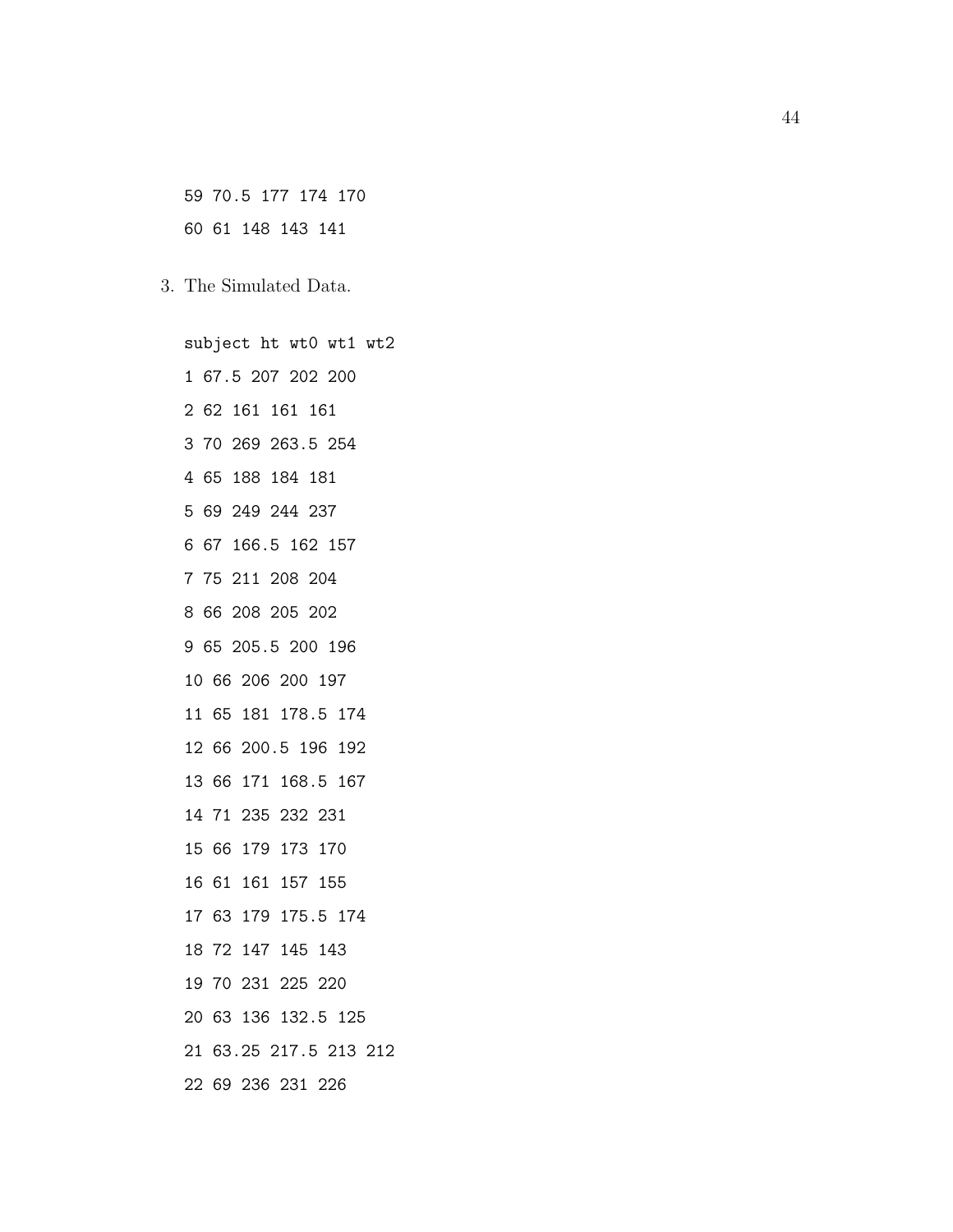```
59 70.5 177 174 170
60 61 148 143 141
```

3. The Simulated Data.

```
subject ht wt0 wt1 wt2
1 67.5 207 202 200
2 62 161 161 161
3 70 269 263.5 254
4 65 188 184 181
5 69 249 244 237
6 67 166.5 162 157
7 75 211 208 204
8 66 208 205 202
9 65 205.5 200 196
10 66 206 200 197
11 65 181 178.5 174
12 66 200.5 196 192
13 66 171 168.5 167
14 71 235 232 231
15 66 179 173 170
16 61 161 157 155
17 63 179 175.5 174
18 72 147 145 143
19 70 231 225 220
20 63 136 132.5 125
21 63.25 217.5 213 212
22 69 236 231 226
```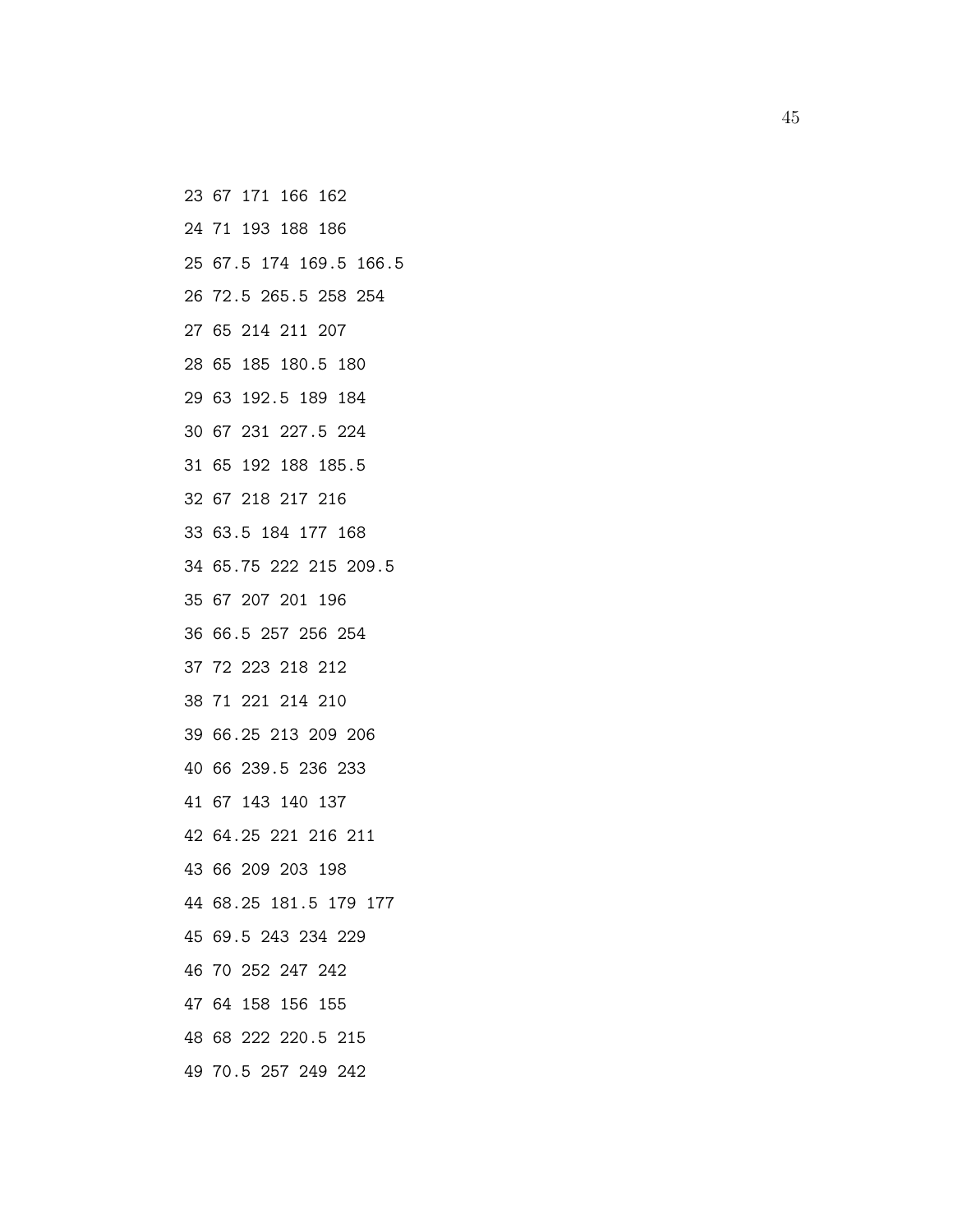```
23 67 171 166 162
24 71 193 188 186
25 67.5 174 169.5 166.5
26 72.5 265.5 258 254
27 65 214 211 207
28 65 185 180.5 180
29 63 192.5 189 184
30 67 231 227.5 224
31 65 192 188 185.5
32 67 218 217 216
33 63.5 184 177 168
34 65.75 222 215 209.5
35 67 207 201 196
36 66.5 257 256 254
37 72 223 218 212
38 71 221 214 210
39 66.25 213 209 206
40 66 239.5 236 233
41 67 143 140 137
42 64.25 221 216 211
43 66 209 203 198
44 68.25 181.5 179 177
45 69.5 243 234 229
46 70 252 247 242
47 64 158 156 155
48 68 222 220.5 215
49 70.5 257 249 242
```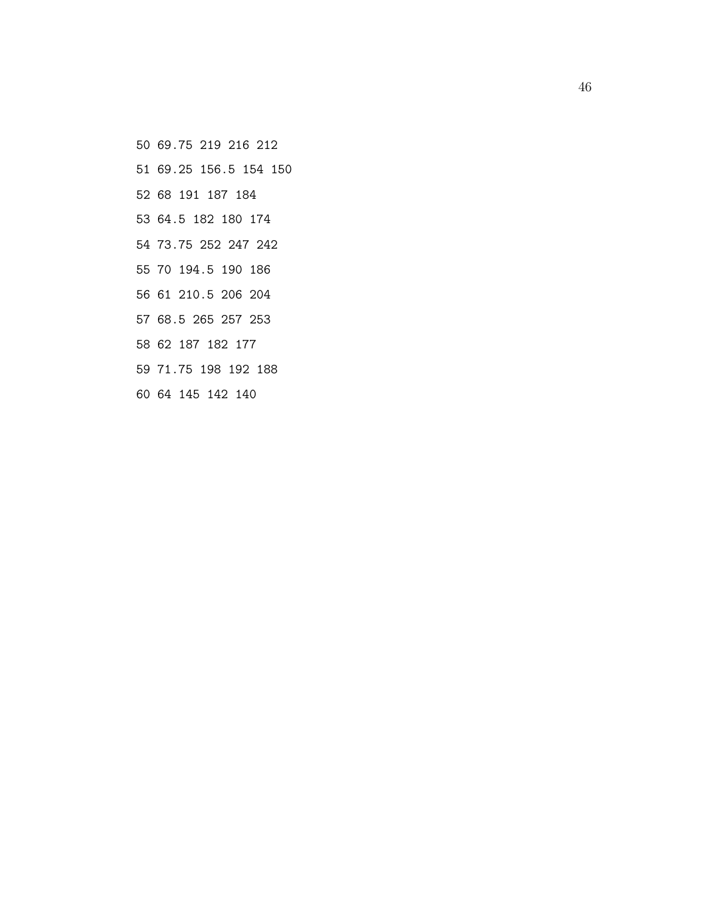```
50 69.75 219 216 212
51 69.25 156.5 154 150
52 68 191 187 184
53 64.5 182 180 174
54 73.75 252 247 242
55 70 194.5 190 186
56 61 210.5 206 204
57 68.5 265 257 253
58 62 187 182 177
59 71.75 198 192 188
60 64 145 142 140
```